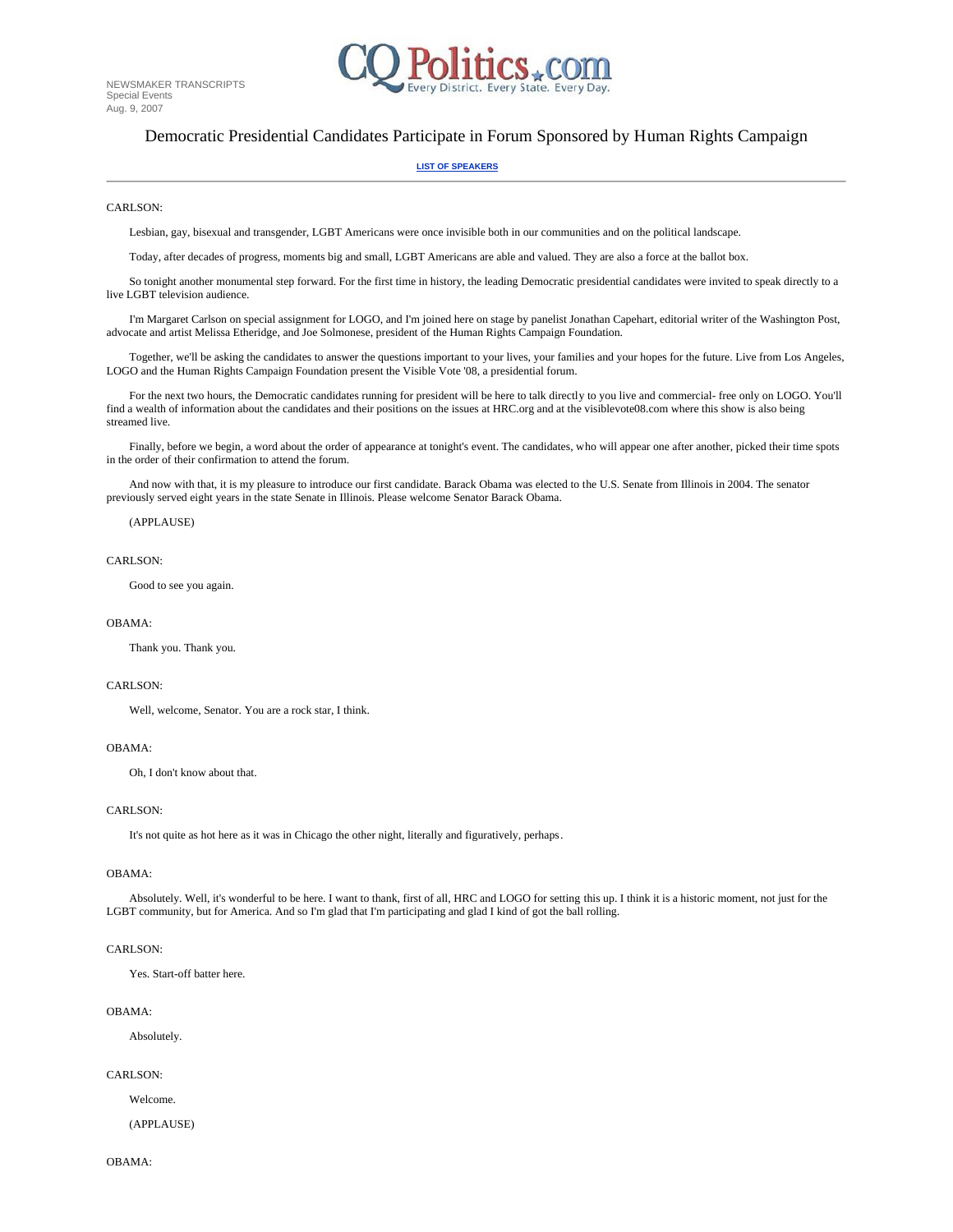NEWSMAKER TRANSCRIPTS
Special Events
Aug. 9, 2007

CQ Politics.com — Every District. Every State. Every Day.

# Democratic Presidential Candidates Participate in Forum Sponsored by Human Rights Campaign

LIST OF SPEAKERS

---

CARLSON:

Lesbian, gay, bisexual and transgender, LGBT Americans were once invisible both in our communities and on the political landscape.

Today, after decades of progress, moments big and small, LGBT Americans are able and valued. They are also a force at the ballot box.

So tonight another monumental step forward. For the first time in history, the leading Democratic presidential candidates were invited to speak directly to a live LGBT television audience.

I'm Margaret Carlson on special assignment for LOGO, and I'm joined here on stage by panelist Jonathan Capehart, editorial writer of the Washington Post, advocate and artist Melissa Etheridge, and Joe Solmonese, president of the Human Rights Campaign Foundation.

Together, we'll be asking the candidates to answer the questions important to your lives, your families and your hopes for the future. Live from Los Angeles, LOGO and the Human Rights Campaign Foundation present the Visible Vote '08, a presidential forum.

For the next two hours, the Democratic candidates running for president will be here to talk directly to you live and commercial- free only on LOGO. You'll find a wealth of information about the candidates and their positions on the issues at HRC.org and at the visiblevote08.com where this show is also being streamed live.

Finally, before we begin, a word about the order of appearance at tonight's event. The candidates, who will appear one after another, picked their time spots in the order of their confirmation to attend the forum.

And now with that, it is my pleasure to introduce our first candidate. Barack Obama was elected to the U.S. Senate from Illinois in 2004. The senator previously served eight years in the state Senate in Illinois. Please welcome Senator Barack Obama.

(APPLAUSE)

CARLSON:

Good to see you again.

OBAMA:

Thank you. Thank you.

CARLSON:

Well, welcome, Senator. You are a rock star, I think.

OBAMA:

Oh, I don't know about that.

CARLSON:

It's not quite as hot here as it was in Chicago the other night, literally and figuratively, perhaps.

OBAMA:

Absolutely. Well, it's wonderful to be here. I want to thank, first of all, HRC and LOGO for setting this up. I think it is a historic moment, not just for the LGBT community, but for America. And so I'm glad that I'm participating and glad I kind of got the ball rolling.

CARLSON:

Yes. Start-off batter here.

OBAMA:

Absolutely.

CARLSON:

Welcome.

(APPLAUSE)

OBAMA: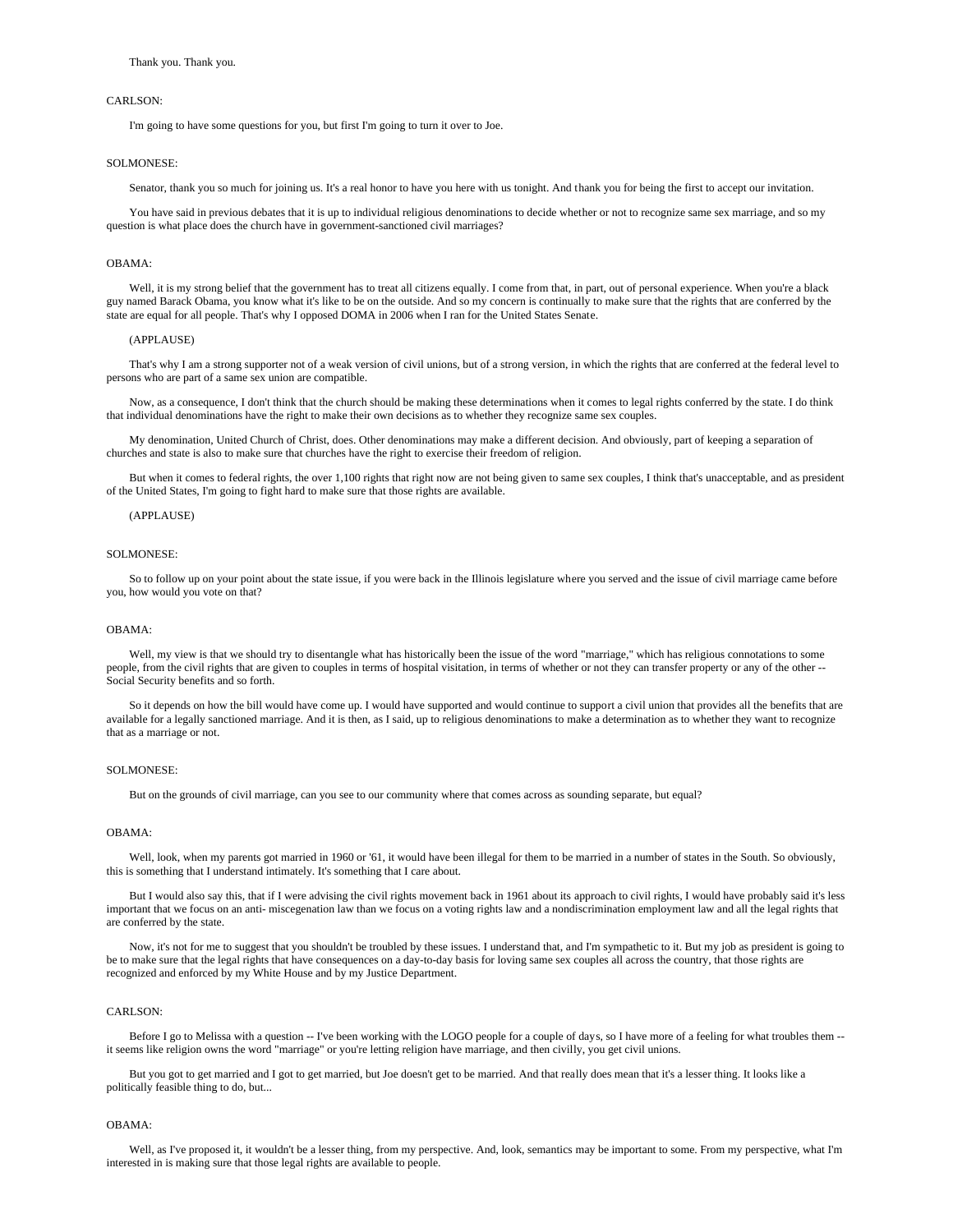Thank you. Thank you.

CARLSON:

I'm going to have some questions for you, but first I'm going to turn it over to Joe.

SOLMONESE:

Senator, thank you so much for joining us. It's a real honor to have you here with us tonight. And thank you for being the first to accept our invitation.

You have said in previous debates that it is up to individual religious denominations to decide whether or not to recognize same sex marriage, and so my question is what place does the church have in government-sanctioned civil marriages?

OBAMA:

Well, it is my strong belief that the government has to treat all citizens equally. I come from that, in part, out of personal experience. When you're a black guy named Barack Obama, you know what it's like to be on the outside. And so my concern is continually to make sure that the rights that are conferred by the state are equal for all people. That's why I opposed DOMA in 2006 when I ran for the United States Senate.

(APPLAUSE)

That's why I am a strong supporter not of a weak version of civil unions, but of a strong version, in which the rights that are conferred at the federal level to persons who are part of a same sex union are compatible.

Now, as a consequence, I don't think that the church should be making these determinations when it comes to legal rights conferred by the state. I do think that individual denominations have the right to make their own decisions as to whether they recognize same sex couples.

My denomination, United Church of Christ, does. Other denominations may make a different decision. And obviously, part of keeping a separation of churches and state is also to make sure that churches have the right to exercise their freedom of religion.

But when it comes to federal rights, the over 1,100 rights that right now are not being given to same sex couples, I think that's unacceptable, and as president of the United States, I'm going to fight hard to make sure that those rights are available.

(APPLAUSE)

SOLMONESE:

So to follow up on your point about the state issue, if you were back in the Illinois legislature where you served and the issue of civil marriage came before you, how would you vote on that?

OBAMA:

Well, my view is that we should try to disentangle what has historically been the issue of the word "marriage," which has religious connotations to some people, from the civil rights that are given to couples in terms of hospital visitation, in terms of whether or not they can transfer property or any of the other -- Social Security benefits and so forth.

So it depends on how the bill would have come up. I would have supported and would continue to support a civil union that provides all the benefits that are available for a legally sanctioned marriage. And it is then, as I said, up to religious denominations to make a determination as to whether they want to recognize that as a marriage or not.

SOLMONESE:

But on the grounds of civil marriage, can you see to our community where that comes across as sounding separate, but equal?

OBAMA:

Well, look, when my parents got married in 1960 or '61, it would have been illegal for them to be married in a number of states in the South. So obviously, this is something that I understand intimately. It's something that I care about.

But I would also say this, that if I were advising the civil rights movement back in 1961 about its approach to civil rights, I would have probably said it's less important that we focus on an anti- miscegenation law than we focus on a voting rights law and a nondiscrimination employment law and all the legal rights that are conferred by the state.

Now, it's not for me to suggest that you shouldn't be troubled by these issues. I understand that, and I'm sympathetic to it. But my job as president is going to be to make sure that the legal rights that have consequences on a day-to-day basis for loving same sex couples all across the country, that those rights are recognized and enforced by my White House and by my Justice Department.

CARLSON:

Before I go to Melissa with a question -- I've been working with the LOGO people for a couple of days, so I have more of a feeling for what troubles them -- it seems like religion owns the word "marriage" or you're letting religion have marriage, and then civilly, you get civil unions.

But you got to get married and I got to get married, but Joe doesn't get to be married. And that really does mean that it's a lesser thing. It looks like a politically feasible thing to do, but...

OBAMA:

Well, as I've proposed it, it wouldn't be a lesser thing, from my perspective. And, look, semantics may be important to some. From my perspective, what I'm interested in is making sure that those legal rights are available to people.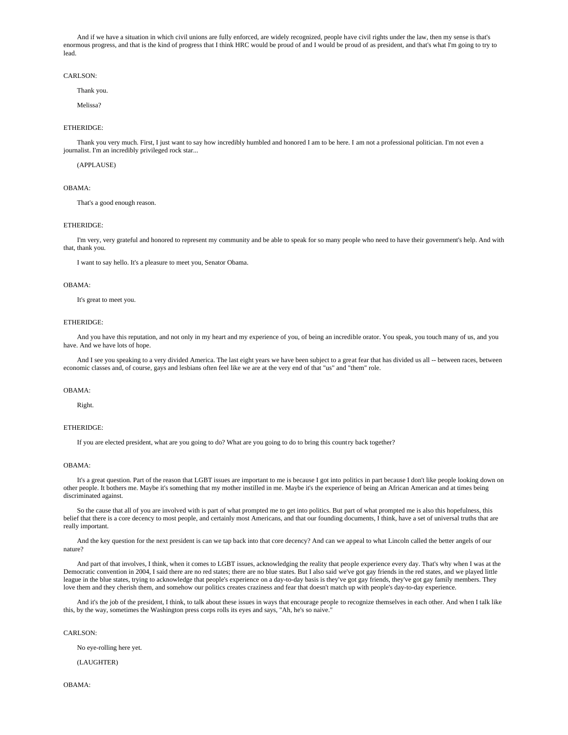And if we have a situation in which civil unions are fully enforced, are widely recognized, people have civil rights under the law, then my sense is that's enormous progress, and that is the kind of progress that I think HRC would be proud of and I would be proud of as president, and that's what I'm going to try to lead.

CARLSON:

Thank you.

Melissa?

ETHERIDGE:

Thank you very much. First, I just want to say how incredibly humbled and honored I am to be here. I am not a professional politician. I'm not even a journalist. I'm an incredibly privileged rock star...

(APPLAUSE)

OBAMA:

That's a good enough reason.

ETHERIDGE:

I'm very, very grateful and honored to represent my community and be able to speak for so many people who need to have their government's help. And with that, thank you.

I want to say hello. It's a pleasure to meet you, Senator Obama.

OBAMA:

It's great to meet you.

ETHERIDGE:

And you have this reputation, and not only in my heart and my experience of you, of being an incredible orator. You speak, you touch many of us, and you have. And we have lots of hope.

And I see you speaking to a very divided America. The last eight years we have been subject to a great fear that has divided us all -- between races, between economic classes and, of course, gays and lesbians often feel like we are at the very end of that "us" and "them" role.

OBAMA:

Right.

ETHERIDGE:

If you are elected president, what are you going to do? What are you going to do to bring this country back together?

OBAMA:

It's a great question. Part of the reason that LGBT issues are important to me is because I got into politics in part because I don't like people looking down on other people. It bothers me. Maybe it's something that my mother instilled in me. Maybe it's the experience of being an African American and at times being discriminated against.

So the cause that all of you are involved with is part of what prompted me to get into politics. But part of what prompted me is also this hopefulness, this belief that there is a core decency to most people, and certainly most Americans, and that our founding documents, I think, have a set of universal truths that are really important.

And the key question for the next president is can we tap back into that core decency? And can we appeal to what Lincoln called the better angels of our nature?

And part of that involves, I think, when it comes to LGBT issues, acknowledging the reality that people experience every day. That's why when I was at the Democratic convention in 2004, I said there are no red states; there are no blue states. But I also said we've got gay friends in the red states, and we played little league in the blue states, trying to acknowledge that people's experience on a day-to-day basis is they've got gay friends, they've got gay family members. They love them and they cherish them, and somehow our politics creates craziness and fear that doesn't match up with people's day-to-day experience.

And it's the job of the president, I think, to talk about these issues in ways that encourage people to recognize themselves in each other. And when I talk like this, by the way, sometimes the Washington press corps rolls its eyes and says, "Ah, he's so naive."

CARLSON:

No eye-rolling here yet.

(LAUGHTER)

OBAMA: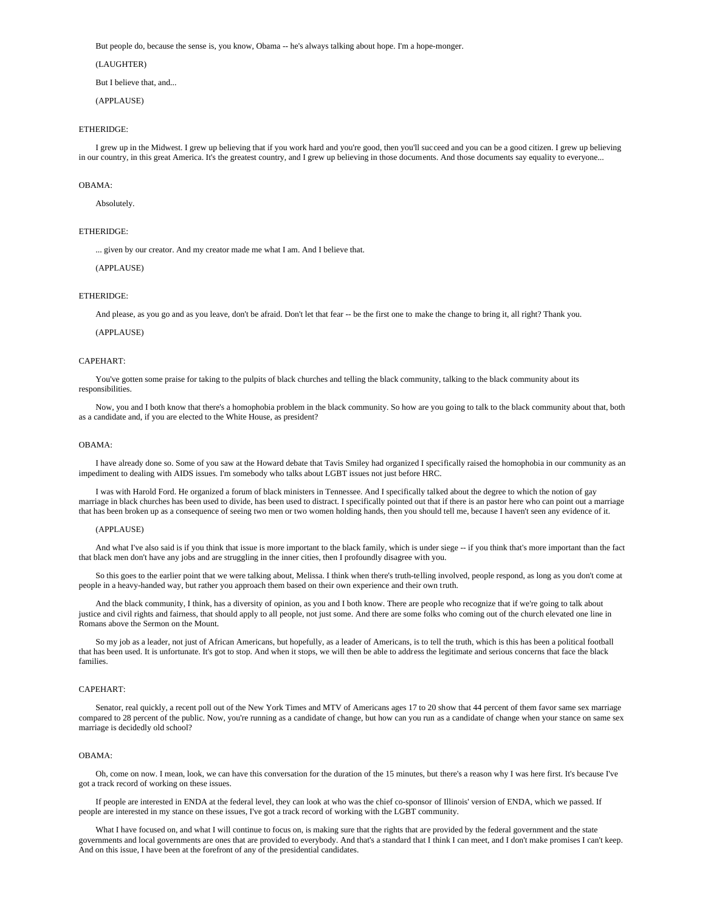But people do, because the sense is, you know, Obama -- he's always talking about hope. I'm a hope-monger.

(LAUGHTER)

But I believe that, and...

(APPLAUSE)

ETHERIDGE:

I grew up in the Midwest. I grew up believing that if you work hard and you're good, then you'll succeed and you can be a good citizen. I grew up believing in our country, in this great America. It's the greatest country, and I grew up believing in those documents. And those documents say equality to everyone...

OBAMA:

Absolutely.

ETHERIDGE:

... given by our creator. And my creator made me what I am. And I believe that.

(APPLAUSE)

ETHERIDGE:

And please, as you go and as you leave, don't be afraid. Don't let that fear -- be the first one to make the change to bring it, all right? Thank you.

(APPLAUSE)

CAPEHART:

You've gotten some praise for taking to the pulpits of black churches and telling the black community, talking to the black community about its responsibilities.

Now, you and I both know that there's a homophobia problem in the black community. So how are you going to talk to the black community about that, both as a candidate and, if you are elected to the White House, as president?

OBAMA:

I have already done so. Some of you saw at the Howard debate that Tavis Smiley had organized I specifically raised the homophobia in our community as an impediment to dealing with AIDS issues. I'm somebody who talks about LGBT issues not just before HRC.

I was with Harold Ford. He organized a forum of black ministers in Tennessee. And I specifically talked about the degree to which the notion of gay marriage in black churches has been used to divide, has been used to distract. I specifically pointed out that if there is an pastor here who can point out a marriage that has been broken up as a consequence of seeing two men or two women holding hands, then you should tell me, because I haven't seen any evidence of it.

(APPLAUSE)

And what I've also said is if you think that issue is more important to the black family, which is under siege -- if you think that's more important than the fact that black men don't have any jobs and are struggling in the inner cities, then I profoundly disagree with you.

So this goes to the earlier point that we were talking about, Melissa. I think when there's truth-telling involved, people respond, as long as you don't come at people in a heavy-handed way, but rather you approach them based on their own experience and their own truth.

And the black community, I think, has a diversity of opinion, as you and I both know. There are people who recognize that if we're going to talk about justice and civil rights and fairness, that should apply to all people, not just some. And there are some folks who coming out of the church elevated one line in Romans above the Sermon on the Mount.

So my job as a leader, not just of African Americans, but hopefully, as a leader of Americans, is to tell the truth, which is this has been a political football that has been used. It is unfortunate. It's got to stop. And when it stops, we will then be able to address the legitimate and serious concerns that face the black families.

CAPEHART:

Senator, real quickly, a recent poll out of the New York Times and MTV of Americans ages 17 to 20 show that 44 percent of them favor same sex marriage compared to 28 percent of the public. Now, you're running as a candidate of change, but how can you run as a candidate of change when your stance on same sex marriage is decidedly old school?

OBAMA:

Oh, come on now. I mean, look, we can have this conversation for the duration of the 15 minutes, but there's a reason why I was here first. It's because I've got a track record of working on these issues.

If people are interested in ENDA at the federal level, they can look at who was the chief co-sponsor of Illinois' version of ENDA, which we passed. If people are interested in my stance on these issues, I've got a track record of working with the LGBT community.

What I have focused on, and what I will continue to focus on, is making sure that the rights that are provided by the federal government and the state governments and local governments are ones that are provided to everybody. And that's a standard that I think I can meet, and I don't make promises I can't keep. And on this issue, I have been at the forefront of any of the presidential candidates.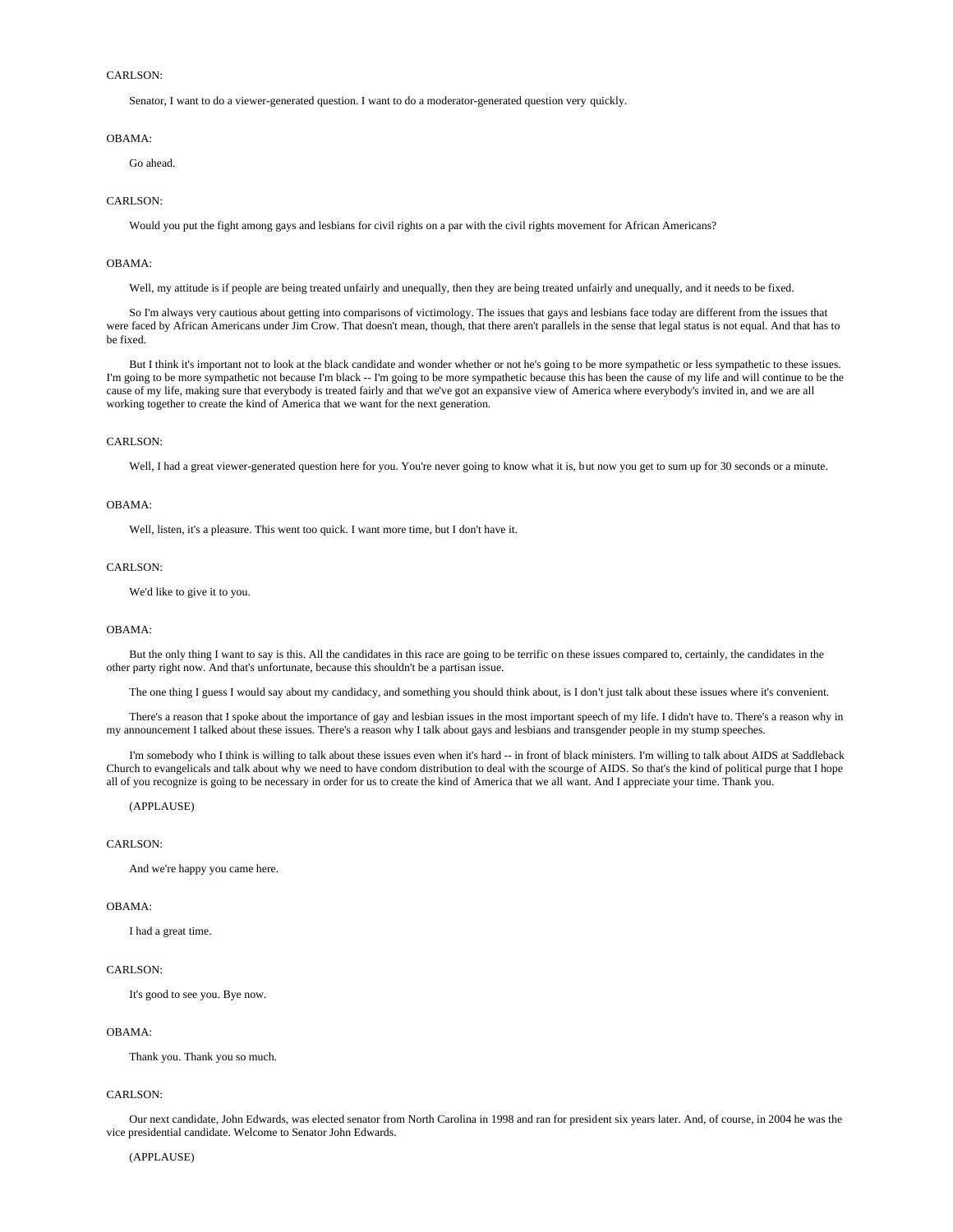CARLSON:

Senator, I want to do a viewer-generated question. I want to do a moderator-generated question very quickly.

OBAMA:

Go ahead.

CARLSON:

Would you put the fight among gays and lesbians for civil rights on a par with the civil rights movement for African Americans?

OBAMA:

Well, my attitude is if people are being treated unfairly and unequally, then they are being treated unfairly and unequally, and it needs to be fixed.

So I'm always very cautious about getting into comparisons of victimology. The issues that gays and lesbians face today are different from the issues that were faced by African Americans under Jim Crow. That doesn't mean, though, that there aren't parallels in the sense that legal status is not equal. And that has to be fixed.

But I think it's important not to look at the black candidate and wonder whether or not he's going to be more sympathetic or less sympathetic to these issues. I'm going to be more sympathetic not because I'm black -- I'm going to be more sympathetic because this has been the cause of my life and will continue to be the cause of my life, making sure that everybody is treated fairly and that we've got an expansive view of America where everybody's invited in, and we are all working together to create the kind of America that we want for the next generation.

CARLSON:

Well, I had a great viewer-generated question here for you. You're never going to know what it is, but now you get to sum up for 30 seconds or a minute.

OBAMA:

Well, listen, it's a pleasure. This went too quick. I want more time, but I don't have it.

CARLSON:

We'd like to give it to you.

OBAMA:

But the only thing I want to say is this. All the candidates in this race are going to be terrific on these issues compared to, certainly, the candidates in the other party right now. And that's unfortunate, because this shouldn't be a partisan issue.

The one thing I guess I would say about my candidacy, and something you should think about, is I don't just talk about these issues where it's convenient.

There's a reason that I spoke about the importance of gay and lesbian issues in the most important speech of my life. I didn't have to. There's a reason why in my announcement I talked about these issues. There's a reason why I talk about gays and lesbians and transgender people in my stump speeches.

I'm somebody who I think is willing to talk about these issues even when it's hard -- in front of black ministers. I'm willing to talk about AIDS at Saddleback Church to evangelicals and talk about why we need to have condom distribution to deal with the scourge of AIDS. So that's the kind of political purge that I hope all of you recognize is going to be necessary in order for us to create the kind of America that we all want. And I appreciate your time. Thank you.

(APPLAUSE)

CARLSON:

And we're happy you came here.

OBAMA:

I had a great time.

CARLSON:

It's good to see you. Bye now.

OBAMA:

Thank you. Thank you so much.

CARLSON:

Our next candidate, John Edwards, was elected senator from North Carolina in 1998 and ran for president six years later. And, of course, in 2004 he was the vice presidential candidate. Welcome to Senator John Edwards.

(APPLAUSE)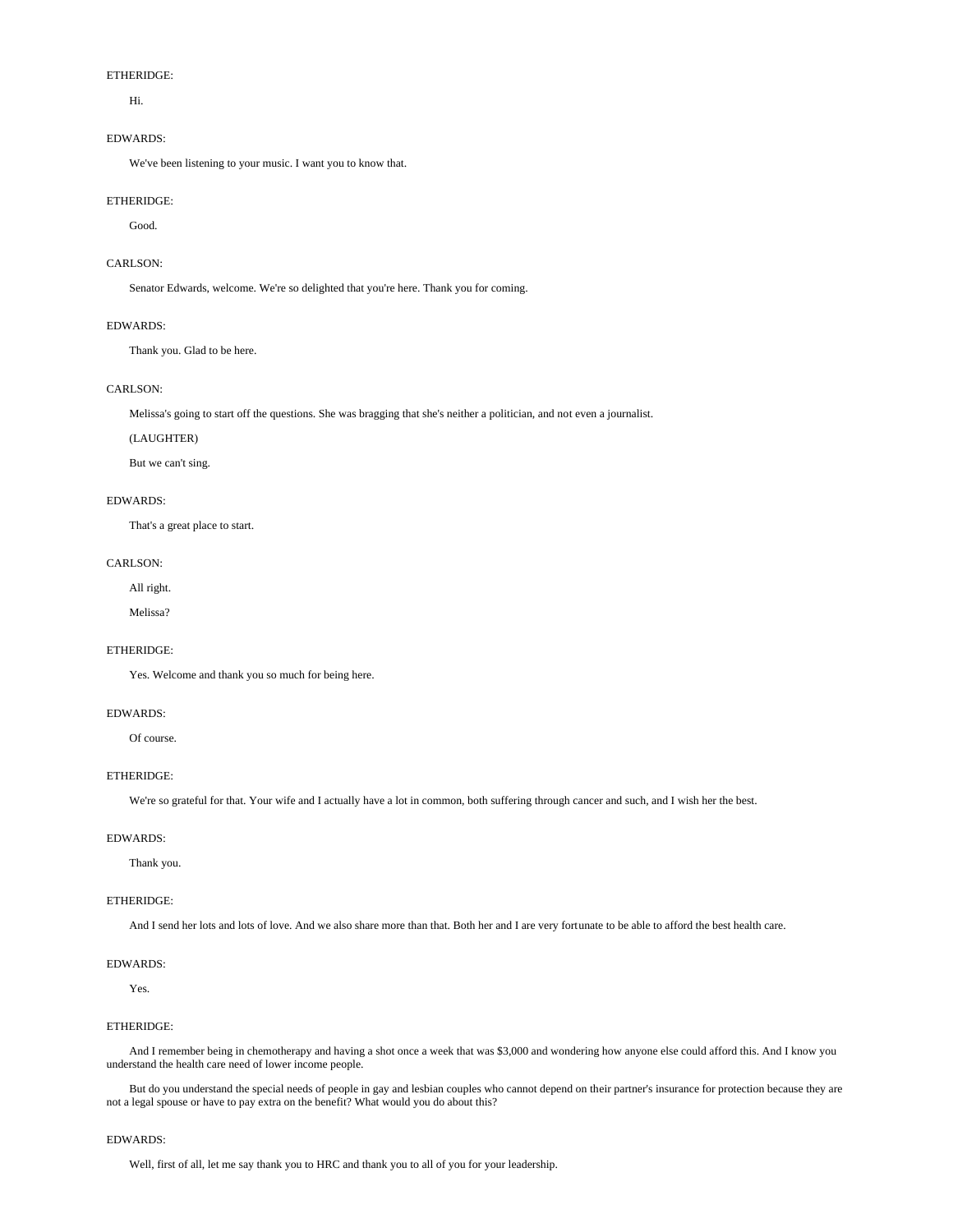ETHERIDGE:

Hi.

EDWARDS:

We've been listening to your music. I want you to know that.

ETHERIDGE:

Good.

CARLSON:

Senator Edwards, welcome. We're so delighted that you're here. Thank you for coming.

EDWARDS:

Thank you. Glad to be here.

CARLSON:

Melissa's going to start off the questions. She was bragging that she's neither a politician, and not even a journalist.

(LAUGHTER)

But we can't sing.

EDWARDS:

That's a great place to start.

CARLSON:

All right.

Melissa?

ETHERIDGE:

Yes. Welcome and thank you so much for being here.

EDWARDS:

Of course.

ETHERIDGE:

We're so grateful for that. Your wife and I actually have a lot in common, both suffering through cancer and such, and I wish her the best.

EDWARDS:

Thank you.

ETHERIDGE:

And I send her lots and lots of love. And we also share more than that. Both her and I are very fortunate to be able to afford the best health care.

EDWARDS:

Yes.

ETHERIDGE:

And I remember being in chemotherapy and having a shot once a week that was $3,000 and wondering how anyone else could afford this. And I know you understand the health care need of lower income people.

But do you understand the special needs of people in gay and lesbian couples who cannot depend on their partner's insurance for protection because they are not a legal spouse or have to pay extra on the benefit? What would you do about this?

EDWARDS:

Well, first of all, let me say thank you to HRC and thank you to all of you for your leadership.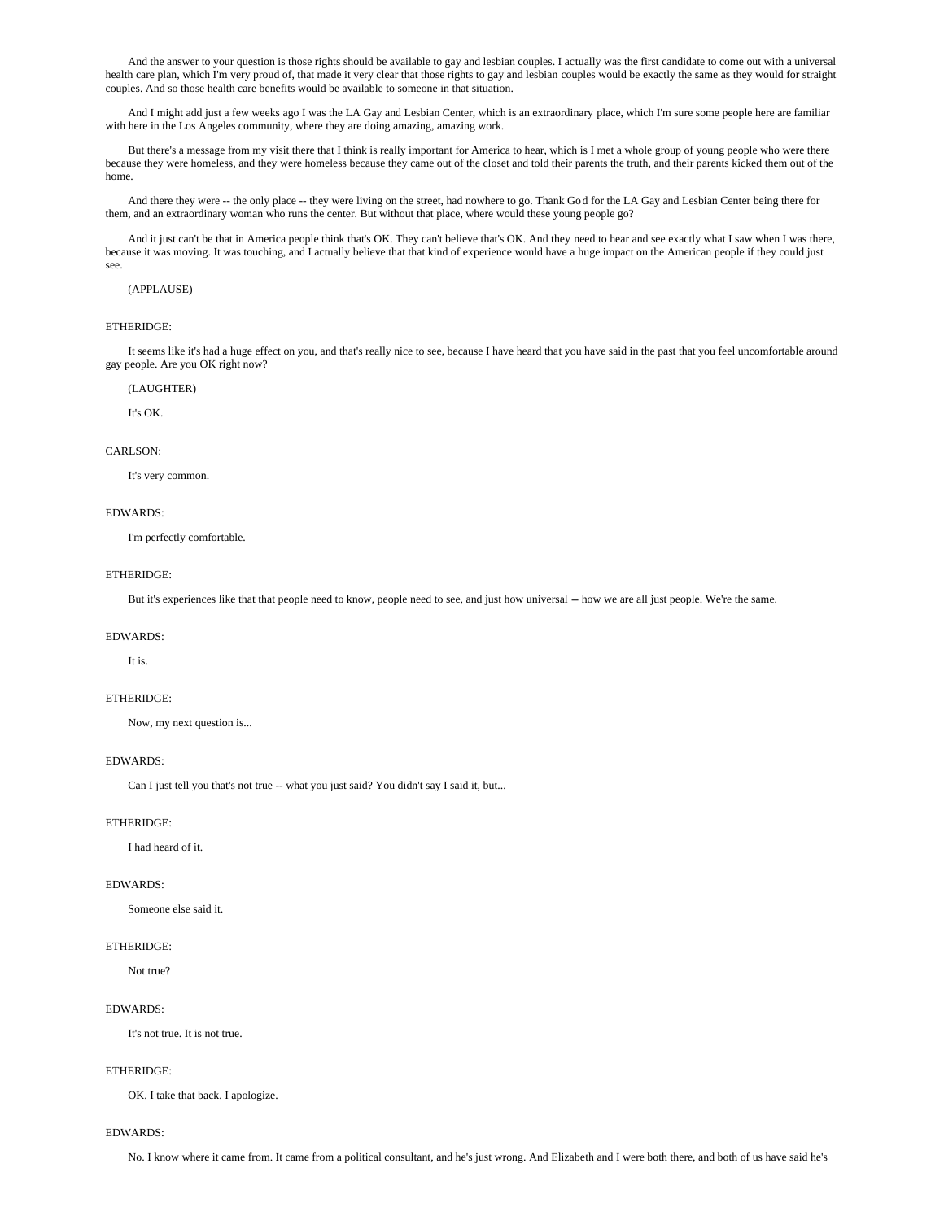And the answer to your question is those rights should be available to gay and lesbian couples. I actually was the first candidate to come out with a universal health care plan, which I'm very proud of, that made it very clear that those rights to gay and lesbian couples would be exactly the same as they would for straight couples. And so those health care benefits would be available to someone in that situation.

And I might add just a few weeks ago I was the LA Gay and Lesbian Center, which is an extraordinary place, which I'm sure some people here are familiar with here in the Los Angeles community, where they are doing amazing, amazing work.

But there's a message from my visit there that I think is really important for America to hear, which is I met a whole group of young people who were there because they were homeless, and they were homeless because they came out of the closet and told their parents the truth, and their parents kicked them out of the home.

And there they were -- the only place -- they were living on the street, had nowhere to go. Thank God for the LA Gay and Lesbian Center being there for them, and an extraordinary woman who runs the center. But without that place, where would these young people go?

And it just can't be that in America people think that's OK. They can't believe that's OK. And they need to hear and see exactly what I saw when I was there, because it was moving. It was touching, and I actually believe that that kind of experience would have a huge impact on the American people if they could just see.

(APPLAUSE)

ETHERIDGE:

It seems like it's had a huge effect on you, and that's really nice to see, because I have heard that you have said in the past that you feel uncomfortable around gay people. Are you OK right now?

(LAUGHTER)

It's OK.

CARLSON:

It's very common.

EDWARDS:

I'm perfectly comfortable.

ETHERIDGE:

But it's experiences like that that people need to know, people need to see, and just how universal -- how we are all just people. We're the same.

EDWARDS:

It is.

ETHERIDGE:

Now, my next question is...

EDWARDS:

Can I just tell you that's not true -- what you just said? You didn't say I said it, but...

ETHERIDGE:

I had heard of it.

EDWARDS:

Someone else said it.

ETHERIDGE:

Not true?

EDWARDS:

It's not true. It is not true.

ETHERIDGE:

OK. I take that back. I apologize.

EDWARDS:

No. I know where it came from. It came from a political consultant, and he's just wrong. And Elizabeth and I were both there, and both of us have said he's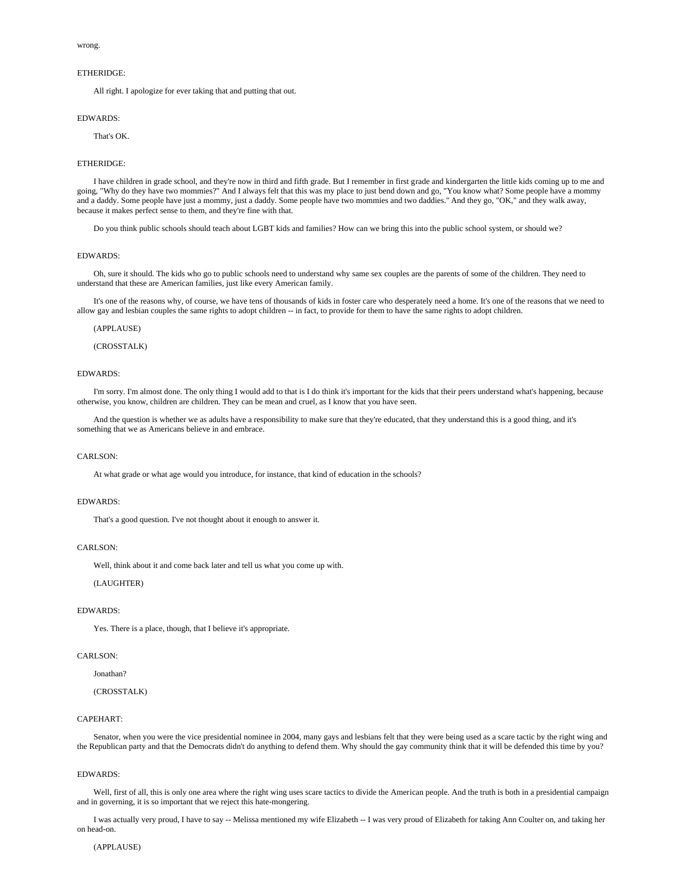wrong.

ETHERIDGE:

All right. I apologize for ever taking that and putting that out.

EDWARDS:

That's OK.

ETHERIDGE:

I have children in grade school, and they're now in third and fifth grade. But I remember in first grade and kindergarten the little kids coming up to me and going, "Why do they have two mommies?" And I always felt that this was my place to just bend down and go, "You know what? Some people have a mommy and a daddy. Some people have just a mommy, just a daddy. Some people have two mommies and two daddies." And they go, "OK," and they walk away, because it makes perfect sense to them, and they're fine with that.

Do you think public schools should teach about LGBT kids and families? How can we bring this into the public school system, or should we?

EDWARDS:

Oh, sure it should. The kids who go to public schools need to understand why same sex couples are the parents of some of the children. They need to understand that these are American families, just like every American family.

It's one of the reasons why, of course, we have tens of thousands of kids in foster care who desperately need a home. It's one of the reasons that we need to allow gay and lesbian couples the same rights to adopt children -- in fact, to provide for them to have the same rights to adopt children.

(APPLAUSE)

(CROSSTALK)

EDWARDS:

I'm sorry. I'm almost done. The only thing I would add to that is I do think it's important for the kids that their peers understand what's happening, because otherwise, you know, children are children. They can be mean and cruel, as I know that you have seen.

And the question is whether we as adults have a responsibility to make sure that they're educated, that they understand this is a good thing, and it's something that we as Americans believe in and embrace.

CARLSON:

At what grade or what age would you introduce, for instance, that kind of education in the schools?

EDWARDS:

That's a good question. I've not thought about it enough to answer it.

CARLSON:

Well, think about it and come back later and tell us what you come up with.

(LAUGHTER)

EDWARDS:

Yes. There is a place, though, that I believe it's appropriate.

CARLSON:

Jonathan?

(CROSSTALK)

CAPEHART:

Senator, when you were the vice presidential nominee in 2004, many gays and lesbians felt that they were being used as a scare tactic by the right wing and the Republican party and that the Democrats didn't do anything to defend them. Why should the gay community think that it will be defended this time by you?

EDWARDS:

Well, first of all, this is only one area where the right wing uses scare tactics to divide the American people. And the truth is both in a presidential campaign and in governing, it is so important that we reject this hate-mongering.

I was actually very proud, I have to say -- Melissa mentioned my wife Elizabeth -- I was very proud of Elizabeth for taking Ann Coulter on, and taking her on head-on.

(APPLAUSE)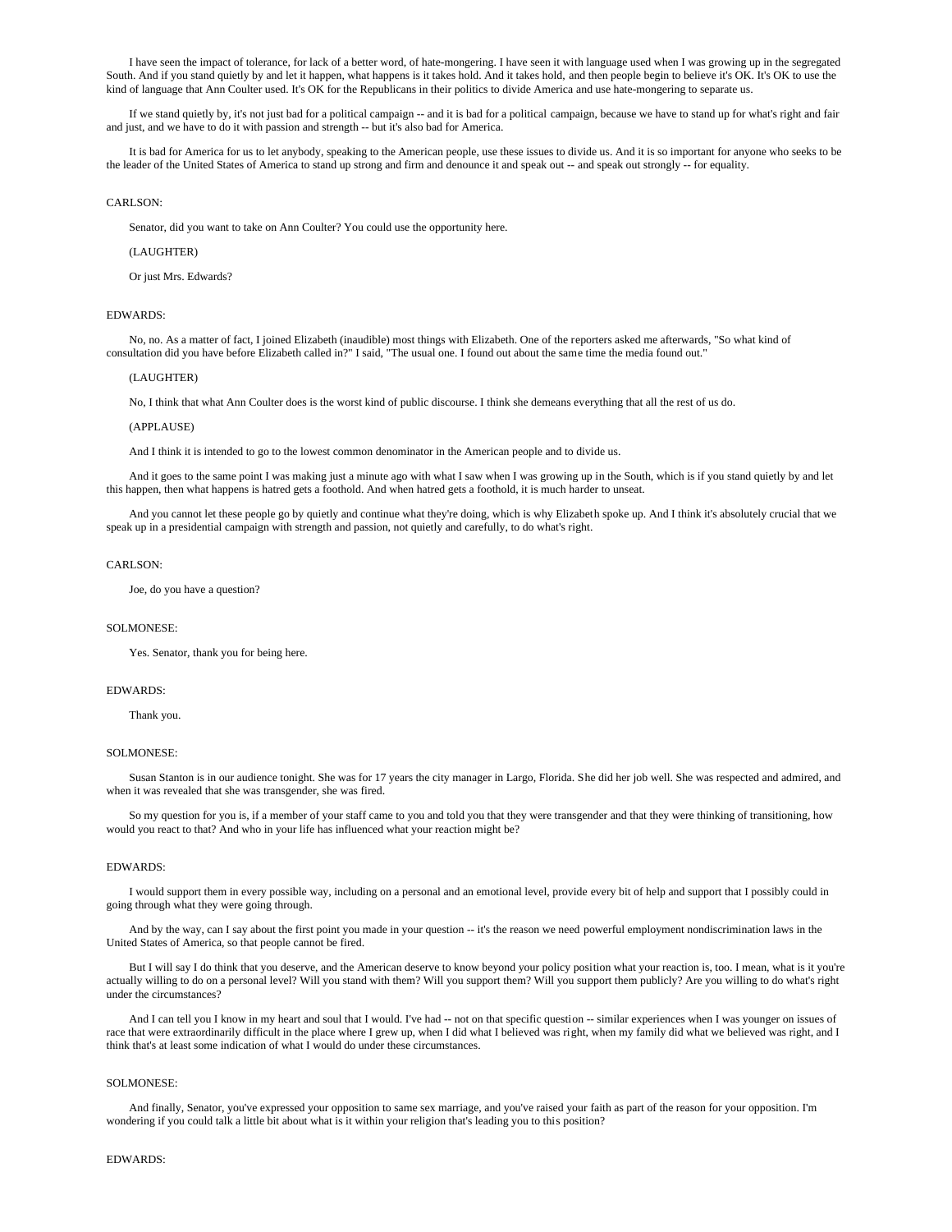I have seen the impact of tolerance, for lack of a better word, of hate-mongering. I have seen it with language used when I was growing up in the segregated South. And if you stand quietly by and let it happen, what happens is it takes hold. And it takes hold, and then people begin to believe it's OK. It's OK to use the kind of language that Ann Coulter used. It's OK for the Republicans in their politics to divide America and use hate-mongering to separate us.

If we stand quietly by, it's not just bad for a political campaign -- and it is bad for a political campaign, because we have to stand up for what's right and fair and just, and we have to do it with passion and strength -- but it's also bad for America.

It is bad for America for us to let anybody, speaking to the American people, use these issues to divide us. And it is so important for anyone who seeks to be the leader of the United States of America to stand up strong and firm and denounce it and speak out -- and speak out strongly -- for equality.

CARLSON:

Senator, did you want to take on Ann Coulter? You could use the opportunity here.

(LAUGHTER)

Or just Mrs. Edwards?

EDWARDS:

No, no. As a matter of fact, I joined Elizabeth (inaudible) most things with Elizabeth. One of the reporters asked me afterwards, "So what kind of consultation did you have before Elizabeth called in?" I said, "The usual one. I found out about the same time the media found out."

(LAUGHTER)

No, I think that what Ann Coulter does is the worst kind of public discourse. I think she demeans everything that all the rest of us do.

(APPLAUSE)

And I think it is intended to go to the lowest common denominator in the American people and to divide us.

And it goes to the same point I was making just a minute ago with what I saw when I was growing up in the South, which is if you stand quietly by and let this happen, then what happens is hatred gets a foothold. And when hatred gets a foothold, it is much harder to unseat.

And you cannot let these people go by quietly and continue what they're doing, which is why Elizabeth spoke up. And I think it's absolutely crucial that we speak up in a presidential campaign with strength and passion, not quietly and carefully, to do what's right.

CARLSON:

Joe, do you have a question?

SOLMONESE:

Yes. Senator, thank you for being here.

EDWARDS:

Thank you.

SOLMONESE:

Susan Stanton is in our audience tonight. She was for 17 years the city manager in Largo, Florida. She did her job well. She was respected and admired, and when it was revealed that she was transgender, she was fired.

So my question for you is, if a member of your staff came to you and told you that they were transgender and that they were thinking of transitioning, how would you react to that? And who in your life has influenced what your reaction might be?

EDWARDS:

I would support them in every possible way, including on a personal and an emotional level, provide every bit of help and support that I possibly could in going through what they were going through.

And by the way, can I say about the first point you made in your question -- it's the reason we need powerful employment nondiscrimination laws in the United States of America, so that people cannot be fired.

But I will say I do think that you deserve, and the American deserve to know beyond your policy position what your reaction is, too. I mean, what is it you're actually willing to do on a personal level? Will you stand with them? Will you support them? Will you support them publicly? Are you willing to do what's right under the circumstances?

And I can tell you I know in my heart and soul that I would. I've had -- not on that specific question -- similar experiences when I was younger on issues of race that were extraordinarily difficult in the place where I grew up, when I did what I believed was right, when my family did what we believed was right, and I think that's at least some indication of what I would do under these circumstances.

SOLMONESE:

And finally, Senator, you've expressed your opposition to same sex marriage, and you've raised your faith as part of the reason for your opposition. I'm wondering if you could talk a little bit about what is it within your religion that's leading you to this position?

EDWARDS: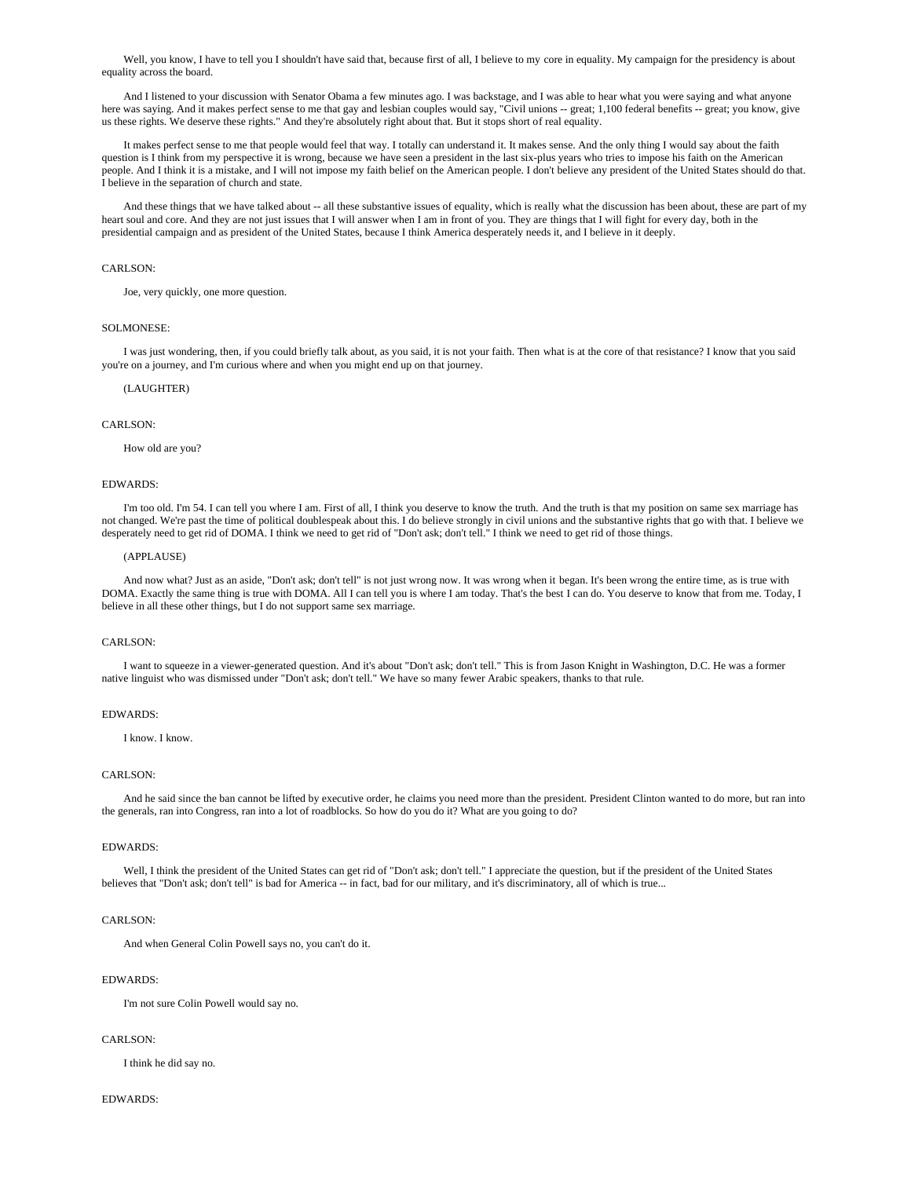Well, you know, I have to tell you I shouldn't have said that, because first of all, I believe to my core in equality. My campaign for the presidency is about equality across the board.

And I listened to your discussion with Senator Obama a few minutes ago. I was backstage, and I was able to hear what you were saying and what anyone here was saying. And it makes perfect sense to me that gay and lesbian couples would say, "Civil unions -- great; 1,100 federal benefits -- great; you know, give us these rights. We deserve these rights." And they're absolutely right about that. But it stops short of real equality.

It makes perfect sense to me that people would feel that way. I totally can understand it. It makes sense. And the only thing I would say about the faith question is I think from my perspective it is wrong, because we have seen a president in the last six-plus years who tries to impose his faith on the American people. And I think it is a mistake, and I will not impose my faith belief on the American people. I don't believe any president of the United States should do that. I believe in the separation of church and state.

And these things that we have talked about -- all these substantive issues of equality, which is really what the discussion has been about, these are part of my heart soul and core. And they are not just issues that I will answer when I am in front of you. They are things that I will fight for every day, both in the presidential campaign and as president of the United States, because I think America desperately needs it, and I believe in it deeply.

CARLSON:

Joe, very quickly, one more question.

SOLMONESE:

I was just wondering, then, if you could briefly talk about, as you said, it is not your faith. Then what is at the core of that resistance? I know that you said you're on a journey, and I'm curious where and when you might end up on that journey.

(LAUGHTER)

CARLSON:

How old are you?

EDWARDS:

I'm too old. I'm 54. I can tell you where I am. First of all, I think you deserve to know the truth. And the truth is that my position on same sex marriage has not changed. We're past the time of political doublespeak about this. I do believe strongly in civil unions and the substantive rights that go with that. I believe we desperately need to get rid of DOMA. I think we need to get rid of "Don't ask; don't tell." I think we need to get rid of those things.

(APPLAUSE)

And now what? Just as an aside, "Don't ask; don't tell" is not just wrong now. It was wrong when it began. It's been wrong the entire time, as is true with DOMA. Exactly the same thing is true with DOMA. All I can tell you is where I am today. That's the best I can do. You deserve to know that from me. Today, I believe in all these other things, but I do not support same sex marriage.

CARLSON:

I want to squeeze in a viewer-generated question. And it's about "Don't ask; don't tell." This is from Jason Knight in Washington, D.C. He was a former native linguist who was dismissed under "Don't ask; don't tell." We have so many fewer Arabic speakers, thanks to that rule.

EDWARDS:

I know. I know.

CARLSON:

And he said since the ban cannot be lifted by executive order, he claims you need more than the president. President Clinton wanted to do more, but ran into the generals, ran into Congress, ran into a lot of roadblocks. So how do you do it? What are you going to do?

EDWARDS:

Well, I think the president of the United States can get rid of "Don't ask; don't tell." I appreciate the question, but if the president of the United States believes that "Don't ask; don't tell" is bad for America -- in fact, bad for our military, and it's discriminatory, all of which is true...

CARLSON:

And when General Colin Powell says no, you can't do it.

EDWARDS:

I'm not sure Colin Powell would say no.

CARLSON:

I think he did say no.

EDWARDS: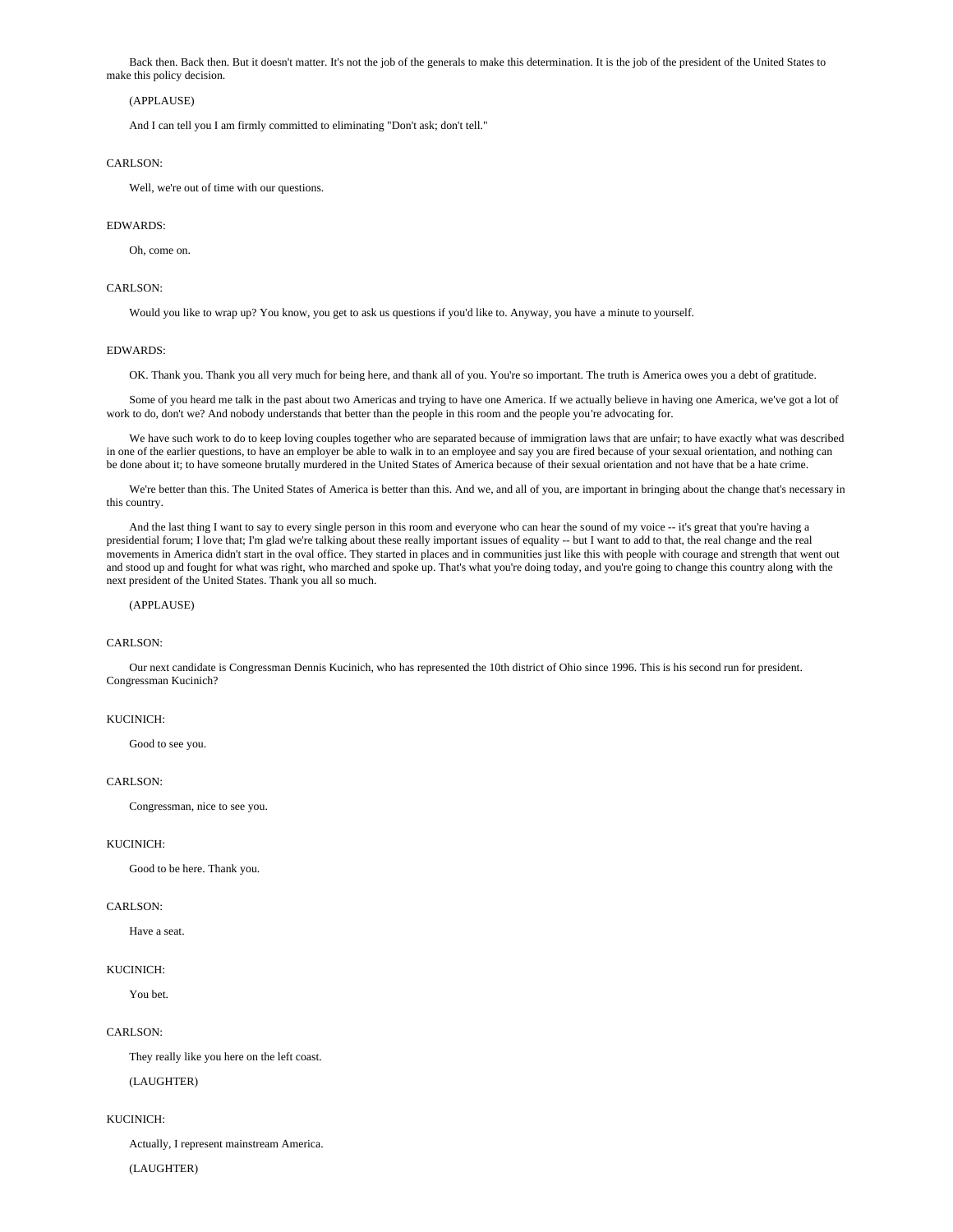Back then. Back then. But it doesn't matter. It's not the job of the generals to make this determination. It is the job of the president of the United States to make this policy decision.

(APPLAUSE)

And I can tell you I am firmly committed to eliminating "Don't ask; don't tell."

CARLSON:

Well, we're out of time with our questions.

EDWARDS:

Oh, come on.

CARLSON:

Would you like to wrap up? You know, you get to ask us questions if you'd like to. Anyway, you have a minute to yourself.

EDWARDS:

OK. Thank you. Thank you all very much for being here, and thank all of you. You're so important. The truth is America owes you a debt of gratitude.

Some of you heard me talk in the past about two Americas and trying to have one America. If we actually believe in having one America, we've got a lot of work to do, don't we? And nobody understands that better than the people in this room and the people you're advocating for.

We have such work to do to keep loving couples together who are separated because of immigration laws that are unfair; to have exactly what was described in one of the earlier questions, to have an employer be able to walk in to an employee and say you are fired because of your sexual orientation, and nothing can be done about it; to have someone brutally murdered in the United States of America because of their sexual orientation and not have that be a hate crime.

We're better than this. The United States of America is better than this. And we, and all of you, are important in bringing about the change that's necessary in this country.

And the last thing I want to say to every single person in this room and everyone who can hear the sound of my voice -- it's great that you're having a presidential forum; I love that; I'm glad we're talking about these really important issues of equality -- but I want to add to that, the real change and the real movements in America didn't start in the oval office. They started in places and in communities just like this with people with courage and strength that went out and stood up and fought for what was right, who marched and spoke up. That's what you're doing today, and you're going to change this country along with the next president of the United States. Thank you all so much.

(APPLAUSE)

CARLSON:

Our next candidate is Congressman Dennis Kucinich, who has represented the 10th district of Ohio since 1996. This is his second run for president. Congressman Kucinich?

KUCINICH:

Good to see you.

CARLSON:

Congressman, nice to see you.

KUCINICH:

Good to be here. Thank you.

CARLSON:

Have a seat.

KUCINICH:

You bet.

CARLSON:

They really like you here on the left coast.

(LAUGHTER)

KUCINICH:

Actually, I represent mainstream America.

(LAUGHTER)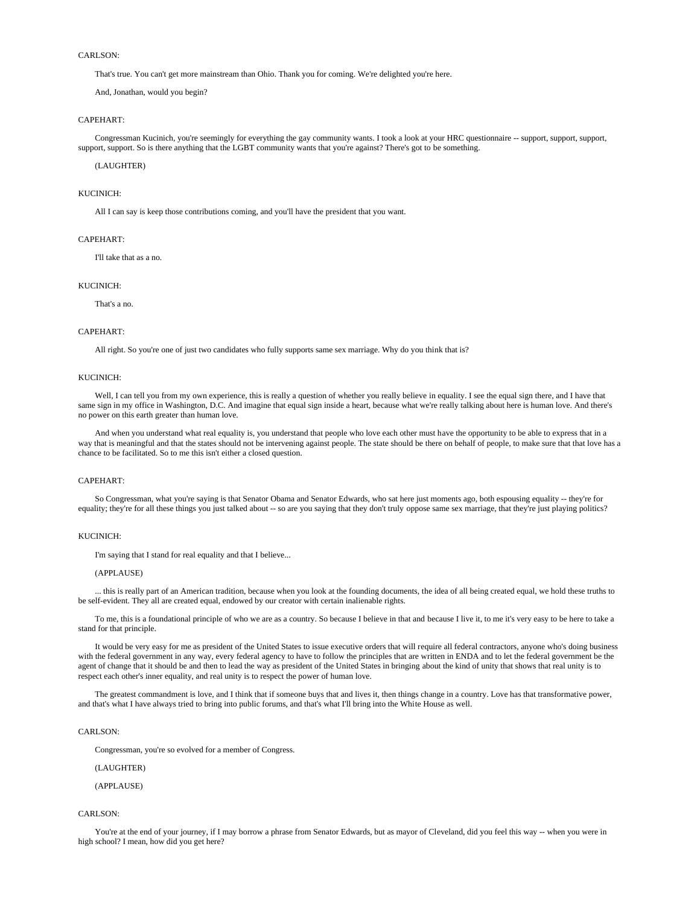CARLSON:

That's true. You can't get more mainstream than Ohio. Thank you for coming. We're delighted you're here.

And, Jonathan, would you begin?

CAPEHART:

Congressman Kucinich, you're seemingly for everything the gay community wants. I took a look at your HRC questionnaire -- support, support, support, support, support. So is there anything that the LGBT community wants that you're against? There's got to be something.

(LAUGHTER)

KUCINICH:

All I can say is keep those contributions coming, and you'll have the president that you want.

CAPEHART:

I'll take that as a no.

KUCINICH:

That's a no.

CAPEHART:

All right. So you're one of just two candidates who fully supports same sex marriage. Why do you think that is?

KUCINICH:

Well, I can tell you from my own experience, this is really a question of whether you really believe in equality. I see the equal sign there, and I have that same sign in my office in Washington, D.C. And imagine that equal sign inside a heart, because what we're really talking about here is human love. And there's no power on this earth greater than human love.

And when you understand what real equality is, you understand that people who love each other must have the opportunity to be able to express that in a way that is meaningful and that the states should not be intervening against people. The state should be there on behalf of people, to make sure that that love has a chance to be facilitated. So to me this isn't either a closed question.

CAPEHART:

So Congressman, what you're saying is that Senator Obama and Senator Edwards, who sat here just moments ago, both espousing equality -- they're for equality; they're for all these things you just talked about -- so are you saying that they don't truly oppose same sex marriage, that they're just playing politics?

KUCINICH:

I'm saying that I stand for real equality and that I believe...

(APPLAUSE)

... this is really part of an American tradition, because when you look at the founding documents, the idea of all being created equal, we hold these truths to be self-evident. They all are created equal, endowed by our creator with certain inalienable rights.

To me, this is a foundational principle of who we are as a country. So because I believe in that and because I live it, to me it's very easy to be here to take a stand for that principle.

It would be very easy for me as president of the United States to issue executive orders that will require all federal contractors, anyone who's doing business with the federal government in any way, every federal agency to have to follow the principles that are written in ENDA and to let the federal government be the agent of change that it should be and then to lead the way as president of the United States in bringing about the kind of unity that shows that real unity is to respect each other's inner equality, and real unity is to respect the power of human love.

The greatest commandment is love, and I think that if someone buys that and lives it, then things change in a country. Love has that transformative power, and that's what I have always tried to bring into public forums, and that's what I'll bring into the White House as well.

CARLSON:

Congressman, you're so evolved for a member of Congress.

(LAUGHTER)

(APPLAUSE)

CARLSON:

You're at the end of your journey, if I may borrow a phrase from Senator Edwards, but as mayor of Cleveland, did you feel this way -- when you were in high school? I mean, how did you get here?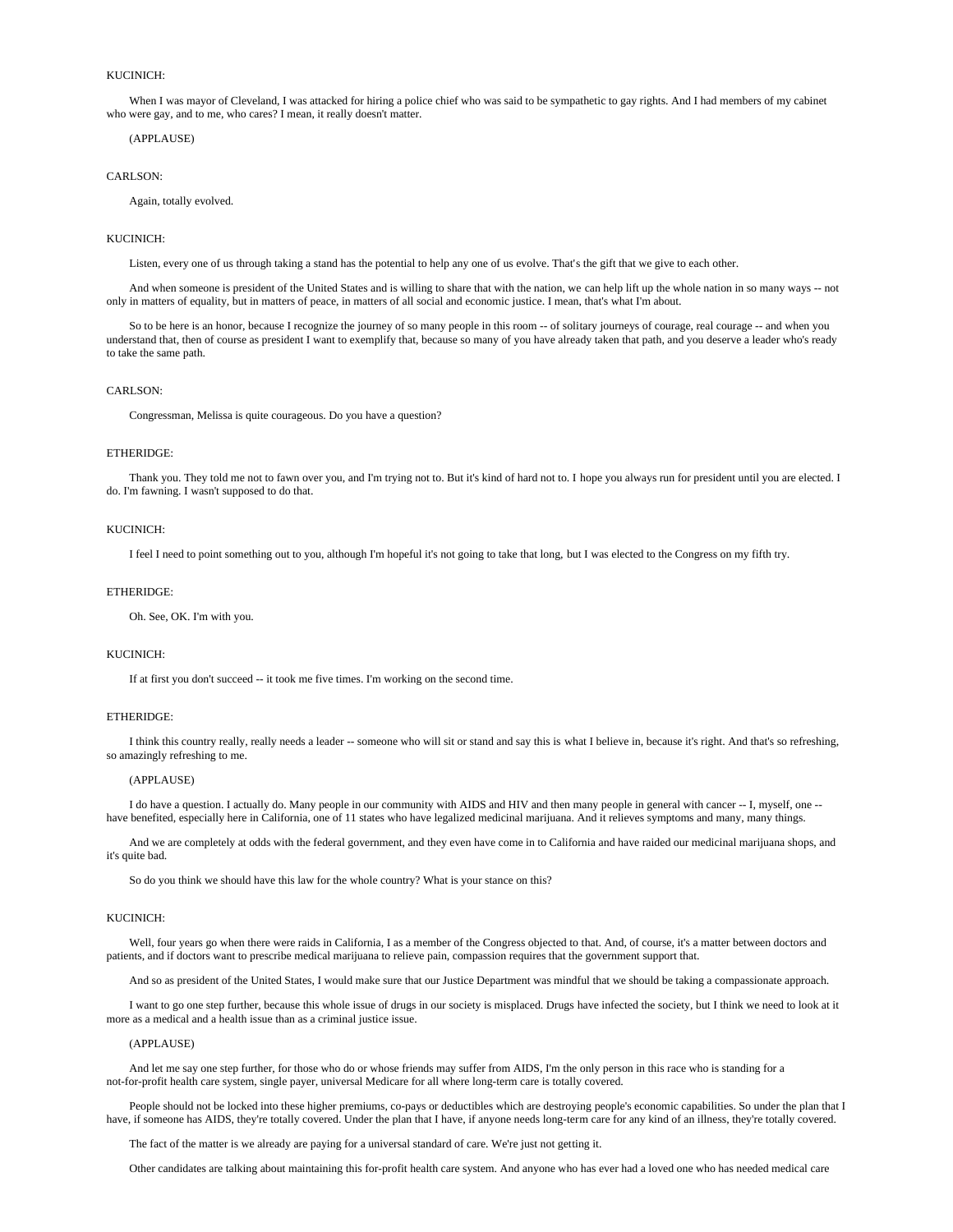KUCINICH:

When I was mayor of Cleveland, I was attacked for hiring a police chief who was said to be sympathetic to gay rights. And I had members of my cabinet who were gay, and to me, who cares? I mean, it really doesn't matter.

(APPLAUSE)

CARLSON:

Again, totally evolved.

KUCINICH:

Listen, every one of us through taking a stand has the potential to help any one of us evolve. That's the gift that we give to each other.

And when someone is president of the United States and is willing to share that with the nation, we can help lift up the whole nation in so many ways -- not only in matters of equality, but in matters of peace, in matters of all social and economic justice. I mean, that's what I'm about.

So to be here is an honor, because I recognize the journey of so many people in this room -- of solitary journeys of courage, real courage -- and when you understand that, then of course as president I want to exemplify that, because so many of you have already taken that path, and you deserve a leader who's ready to take the same path.

CARLSON:

Congressman, Melissa is quite courageous. Do you have a question?

ETHERIDGE:

Thank you. They told me not to fawn over you, and I'm trying not to. But it's kind of hard not to. I hope you always run for president until you are elected. I do. I'm fawning. I wasn't supposed to do that.

KUCINICH:

I feel I need to point something out to you, although I'm hopeful it's not going to take that long, but I was elected to the Congress on my fifth try.

ETHERIDGE:

Oh. See, OK. I'm with you.

KUCINICH:

If at first you don't succeed -- it took me five times. I'm working on the second time.

ETHERIDGE:

I think this country really, really needs a leader -- someone who will sit or stand and say this is what I believe in, because it's right. And that's so refreshing, so amazingly refreshing to me.

(APPLAUSE)

I do have a question. I actually do. Many people in our community with AIDS and HIV and then many people in general with cancer -- I, myself, one -- have benefited, especially here in California, one of 11 states who have legalized medicinal marijuana. And it relieves symptoms and many, many things.

And we are completely at odds with the federal government, and they even have come in to California and have raided our medicinal marijuana shops, and it's quite bad.

So do you think we should have this law for the whole country? What is your stance on this?

KUCINICH:

Well, four years go when there were raids in California, I as a member of the Congress objected to that. And, of course, it's a matter between doctors and patients, and if doctors want to prescribe medical marijuana to relieve pain, compassion requires that the government support that.

And so as president of the United States, I would make sure that our Justice Department was mindful that we should be taking a compassionate approach.

I want to go one step further, because this whole issue of drugs in our society is misplaced. Drugs have infected the society, but I think we need to look at it more as a medical and a health issue than as a criminal justice issue.

(APPLAUSE)

And let me say one step further, for those who do or whose friends may suffer from AIDS, I'm the only person in this race who is standing for a not-for-profit health care system, single payer, universal Medicare for all where long-term care is totally covered.

People should not be locked into these higher premiums, co-pays or deductibles which are destroying people's economic capabilities. So under the plan that I have, if someone has AIDS, they're totally covered. Under the plan that I have, if anyone needs long-term care for any kind of an illness, they're totally covered.

The fact of the matter is we already are paying for a universal standard of care. We're just not getting it.

Other candidates are talking about maintaining this for-profit health care system. And anyone who has ever had a loved one who has needed medical care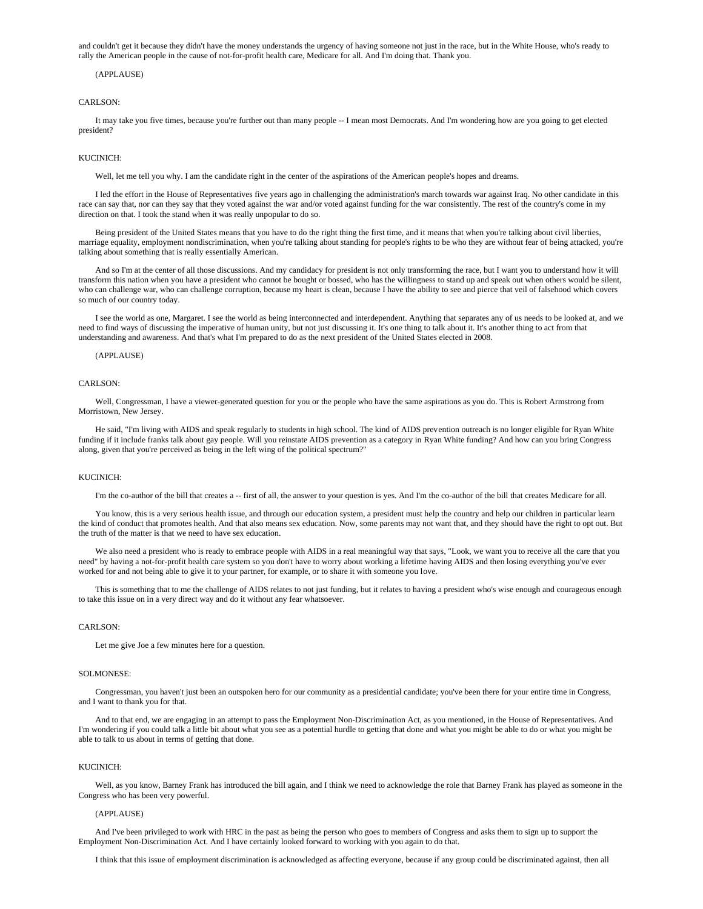and couldn't get it because they didn't have the money understands the urgency of having someone not just in the race, but in the White House, who's ready to rally the American people in the cause of not-for-profit health care, Medicare for all. And I'm doing that. Thank you.

(APPLAUSE)

CARLSON:

It may take you five times, because you're further out than many people -- I mean most Democrats. And I'm wondering how are you going to get elected president?

KUCINICH:

Well, let me tell you why. I am the candidate right in the center of the aspirations of the American people's hopes and dreams.

I led the effort in the House of Representatives five years ago in challenging the administration's march towards war against Iraq. No other candidate in this race can say that, nor can they say that they voted against the war and/or voted against funding for the war consistently. The rest of the country's come in my direction on that. I took the stand when it was really unpopular to do so.

Being president of the United States means that you have to do the right thing the first time, and it means that when you're talking about civil liberties, marriage equality, employment nondiscrimination, when you're talking about standing for people's rights to be who they are without fear of being attacked, you're talking about something that is really essentially American.

And so I'm at the center of all those discussions. And my candidacy for president is not only transforming the race, but I want you to understand how it will transform this nation when you have a president who cannot be bought or bossed, who has the willingness to stand up and speak out when others would be silent, who can challenge war, who can challenge corruption, because my heart is clean, because I have the ability to see and pierce that veil of falsehood which covers so much of our country today.

I see the world as one, Margaret. I see the world as being interconnected and interdependent. Anything that separates any of us needs to be looked at, and we need to find ways of discussing the imperative of human unity, but not just discussing it. It's one thing to talk about it. It's another thing to act from that understanding and awareness. And that's what I'm prepared to do as the next president of the United States elected in 2008.

(APPLAUSE)

CARLSON:

Well, Congressman, I have a viewer-generated question for you or the people who have the same aspirations as you do. This is Robert Armstrong from Morristown, New Jersey.

He said, "I'm living with AIDS and speak regularly to students in high school. The kind of AIDS prevention outreach is no longer eligible for Ryan White funding if it include franks talk about gay people. Will you reinstate AIDS prevention as a category in Ryan White funding? And how can you bring Congress along, given that you're perceived as being in the left wing of the political spectrum?"

KUCINICH:

I'm the co-author of the bill that creates a -- first of all, the answer to your question is yes. And I'm the co-author of the bill that creates Medicare for all.

You know, this is a very serious health issue, and through our education system, a president must help the country and help our children in particular learn the kind of conduct that promotes health. And that also means sex education. Now, some parents may not want that, and they should have the right to opt out. But the truth of the matter is that we need to have sex education.

We also need a president who is ready to embrace people with AIDS in a real meaningful way that says, "Look, we want you to receive all the care that you need" by having a not-for-profit health care system so you don't have to worry about working a lifetime having AIDS and then losing everything you've ever worked for and not being able to give it to your partner, for example, or to share it with someone you love.

This is something that to me the challenge of AIDS relates to not just funding, but it relates to having a president who's wise enough and courageous enough to take this issue on in a very direct way and do it without any fear whatsoever.

CARLSON:

Let me give Joe a few minutes here for a question.

SOLMONESE:

Congressman, you haven't just been an outspoken hero for our community as a presidential candidate; you've been there for your entire time in Congress, and I want to thank you for that.

And to that end, we are engaging in an attempt to pass the Employment Non-Discrimination Act, as you mentioned, in the House of Representatives. And I'm wondering if you could talk a little bit about what you see as a potential hurdle to getting that done and what you might be able to do or what you might be able to talk to us about in terms of getting that done.

KUCINICH:

Well, as you know, Barney Frank has introduced the bill again, and I think we need to acknowledge the role that Barney Frank has played as someone in the Congress who has been very powerful.

(APPLAUSE)

And I've been privileged to work with HRC in the past as being the person who goes to members of Congress and asks them to sign up to support the Employment Non-Discrimination Act. And I have certainly looked forward to working with you again to do that.

I think that this issue of employment discrimination is acknowledged as affecting everyone, because if any group could be discriminated against, then all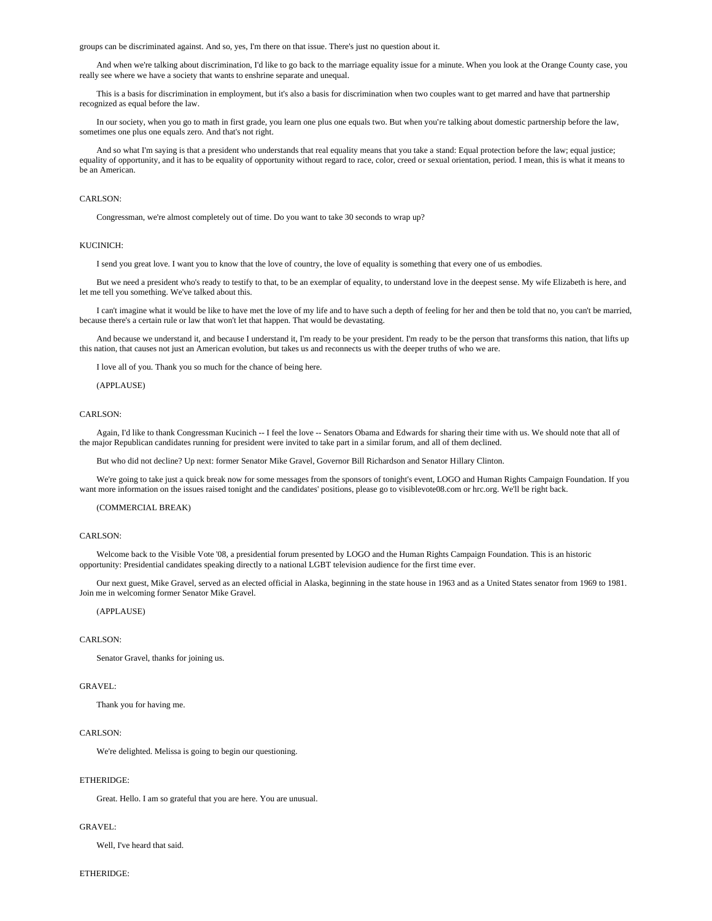groups can be discriminated against. And so, yes, I'm there on that issue. There's just no question about it.

And when we're talking about discrimination, I'd like to go back to the marriage equality issue for a minute. When you look at the Orange County case, you really see where we have a society that wants to enshrine separate and unequal.

This is a basis for discrimination in employment, but it's also a basis for discrimination when two couples want to get marred and have that partnership recognized as equal before the law.

In our society, when you go to math in first grade, you learn one plus one equals two. But when you're talking about domestic partnership before the law, sometimes one plus one equals zero. And that's not right.

And so what I'm saying is that a president who understands that real equality means that you take a stand: Equal protection before the law; equal justice; equality of opportunity, and it has to be equality of opportunity without regard to race, color, creed or sexual orientation, period. I mean, this is what it means to be an American.

CARLSON:

Congressman, we're almost completely out of time. Do you want to take 30 seconds to wrap up?

KUCINICH:

I send you great love. I want you to know that the love of country, the love of equality is something that every one of us embodies.

But we need a president who's ready to testify to that, to be an exemplar of equality, to understand love in the deepest sense. My wife Elizabeth is here, and let me tell you something. We've talked about this.

I can't imagine what it would be like to have met the love of my life and to have such a depth of feeling for her and then be told that no, you can't be married, because there's a certain rule or law that won't let that happen. That would be devastating.

And because we understand it, and because I understand it, I'm ready to be your president. I'm ready to be the person that transforms this nation, that lifts up this nation, that causes not just an American evolution, but takes us and reconnects us with the deeper truths of who we are.

I love all of you. Thank you so much for the chance of being here.

(APPLAUSE)

CARLSON:

Again, I'd like to thank Congressman Kucinich -- I feel the love -- Senators Obama and Edwards for sharing their time with us. We should note that all of the major Republican candidates running for president were invited to take part in a similar forum, and all of them declined.

But who did not decline? Up next: former Senator Mike Gravel, Governor Bill Richardson and Senator Hillary Clinton.

We're going to take just a quick break now for some messages from the sponsors of tonight's event, LOGO and Human Rights Campaign Foundation. If you want more information on the issues raised tonight and the candidates' positions, please go to visiblevote08.com or hrc.org. We'll be right back.

(COMMERCIAL BREAK)

CARLSON:

Welcome back to the Visible Vote '08, a presidential forum presented by LOGO and the Human Rights Campaign Foundation. This is an historic opportunity: Presidential candidates speaking directly to a national LGBT television audience for the first time ever.

Our next guest, Mike Gravel, served as an elected official in Alaska, beginning in the state house in 1963 and as a United States senator from 1969 to 1981. Join me in welcoming former Senator Mike Gravel.

(APPLAUSE)

CARLSON:

Senator Gravel, thanks for joining us.

GRAVEL:

Thank you for having me.

CARLSON:

We're delighted. Melissa is going to begin our questioning.

ETHERIDGE:

Great. Hello. I am so grateful that you are here. You are unusual.

GRAVEL:

Well, I've heard that said.

ETHERIDGE: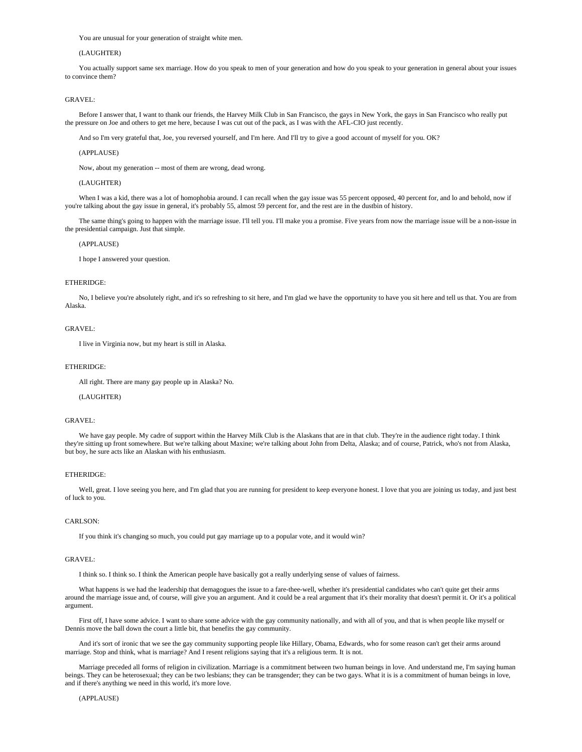You are unusual for your generation of straight white men.

(LAUGHTER)

You actually support same sex marriage. How do you speak to men of your generation and how do you speak to your generation in general about your issues to convince them?

GRAVEL:

Before I answer that, I want to thank our friends, the Harvey Milk Club in San Francisco, the gays in New York, the gays in San Francisco who really put the pressure on Joe and others to get me here, because I was cut out of the pack, as I was with the AFL-CIO just recently.

And so I'm very grateful that, Joe, you reversed yourself, and I'm here. And I'll try to give a good account of myself for you. OK?

(APPLAUSE)

Now, about my generation -- most of them are wrong, dead wrong.

(LAUGHTER)

When I was a kid, there was a lot of homophobia around. I can recall when the gay issue was 55 percent opposed, 40 percent for, and lo and behold, now if you're talking about the gay issue in general, it's probably 55, almost 59 percent for, and the rest are in the dustbin of history.

The same thing's going to happen with the marriage issue. I'll tell you. I'll make you a promise. Five years from now the marriage issue will be a non-issue in the presidential campaign. Just that simple.

(APPLAUSE)

I hope I answered your question.

ETHERIDGE:

No, I believe you're absolutely right, and it's so refreshing to sit here, and I'm glad we have the opportunity to have you sit here and tell us that. You are from Alaska.

GRAVEL:

I live in Virginia now, but my heart is still in Alaska.

ETHERIDGE:

All right. There are many gay people up in Alaska? No.

(LAUGHTER)

GRAVEL:

We have gay people. My cadre of support within the Harvey Milk Club is the Alaskans that are in that club. They're in the audience right today. I think they're sitting up front somewhere. But we're talking about Maxine; we're talking about John from Delta, Alaska; and of course, Patrick, who's not from Alaska, but boy, he sure acts like an Alaskan with his enthusiasm.

ETHERIDGE:

Well, great. I love seeing you here, and I'm glad that you are running for president to keep everyone honest. I love that you are joining us today, and just best of luck to you.

CARLSON:

If you think it's changing so much, you could put gay marriage up to a popular vote, and it would win?

GRAVEL:

I think so. I think so. I think the American people have basically got a really underlying sense of values of fairness.

What happens is we had the leadership that demagogues the issue to a fare-thee-well, whether it's presidential candidates who can't quite get their arms around the marriage issue and, of course, will give you an argument. And it could be a real argument that it's their morality that doesn't permit it. Or it's a political argument.

First off, I have some advice. I want to share some advice with the gay community nationally, and with all of you, and that is when people like myself or Dennis move the ball down the court a little bit, that benefits the gay community.

And it's sort of ironic that we see the gay community supporting people like Hillary, Obama, Edwards, who for some reason can't get their arms around marriage. Stop and think, what is marriage? And I resent religions saying that it's a religious term. It is not.

Marriage preceded all forms of religion in civilization. Marriage is a commitment between two human beings in love. And understand me, I'm saying human beings. They can be heterosexual; they can be two lesbians; they can be transgender; they can be two gays. What it is is a commitment of human beings in love, and if there's anything we need in this world, it's more love.

(APPLAUSE)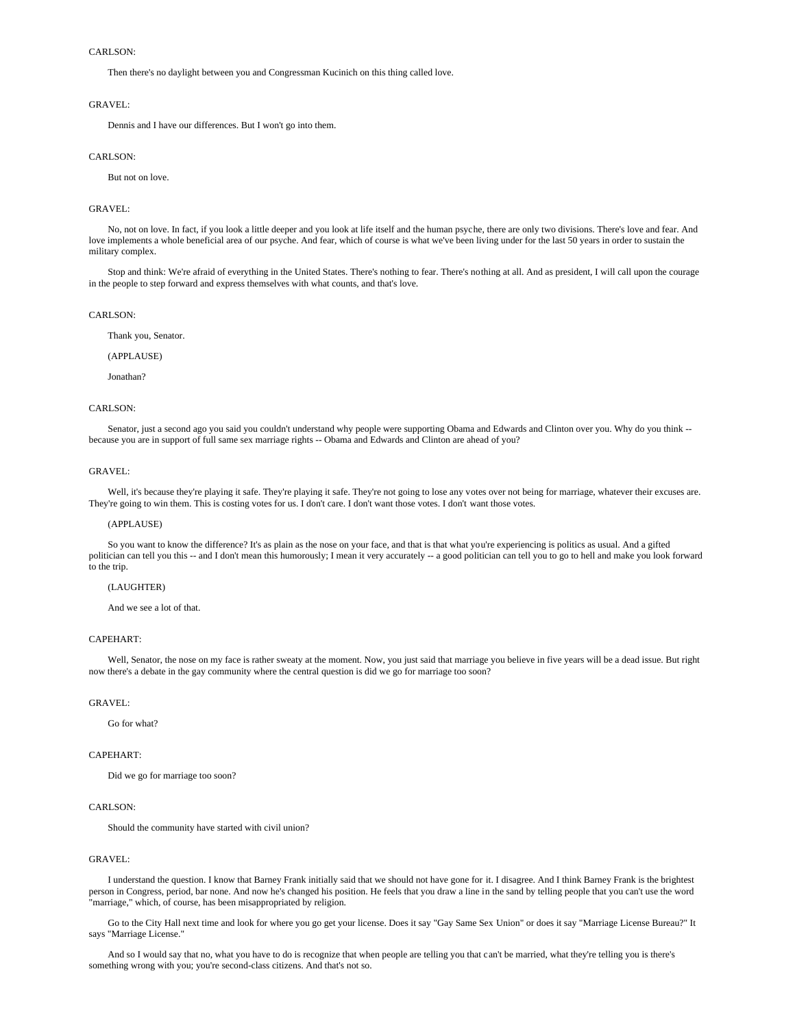CARLSON:

Then there's no daylight between you and Congressman Kucinich on this thing called love.

GRAVEL:

Dennis and I have our differences. But I won't go into them.

CARLSON:

But not on love.

GRAVEL:

No, not on love. In fact, if you look a little deeper and you look at life itself and the human psyche, there are only two divisions. There's love and fear. And love implements a whole beneficial area of our psyche. And fear, which of course is what we've been living under for the last 50 years in order to sustain the military complex.

Stop and think: We're afraid of everything in the United States. There's nothing to fear. There's nothing at all. And as president, I will call upon the courage in the people to step forward and express themselves with what counts, and that's love.

CARLSON:

Thank you, Senator.

(APPLAUSE)

Jonathan?

CARLSON:

Senator, just a second ago you said you couldn't understand why people were supporting Obama and Edwards and Clinton over you. Why do you think -- because you are in support of full same sex marriage rights -- Obama and Edwards and Clinton are ahead of you?

GRAVEL:

Well, it's because they're playing it safe. They're playing it safe. They're not going to lose any votes over not being for marriage, whatever their excuses are. They're going to win them. This is costing votes for us. I don't care. I don't want those votes. I don't want those votes.

(APPLAUSE)

So you want to know the difference? It's as plain as the nose on your face, and that is that what you're experiencing is politics as usual. And a gifted politician can tell you this -- and I don't mean this humorously; I mean it very accurately -- a good politician can tell you to go to hell and make you look forward to the trip.

(LAUGHTER)

And we see a lot of that.

CAPEHART:

Well, Senator, the nose on my face is rather sweaty at the moment. Now, you just said that marriage you believe in five years will be a dead issue. But right now there's a debate in the gay community where the central question is did we go for marriage too soon?

GRAVEL:

Go for what?

CAPEHART:

Did we go for marriage too soon?

CARLSON:

Should the community have started with civil union?

GRAVEL:

I understand the question. I know that Barney Frank initially said that we should not have gone for it. I disagree. And I think Barney Frank is the brightest person in Congress, period, bar none. And now he's changed his position. He feels that you draw a line in the sand by telling people that you can't use the word "marriage," which, of course, has been misappropriated by religion.

Go to the City Hall next time and look for where you go get your license. Does it say "Gay Same Sex Union" or does it say "Marriage License Bureau?" It says "Marriage License."

And so I would say that no, what you have to do is recognize that when people are telling you that can't be married, what they're telling you is there's something wrong with you; you're second-class citizens. And that's not so.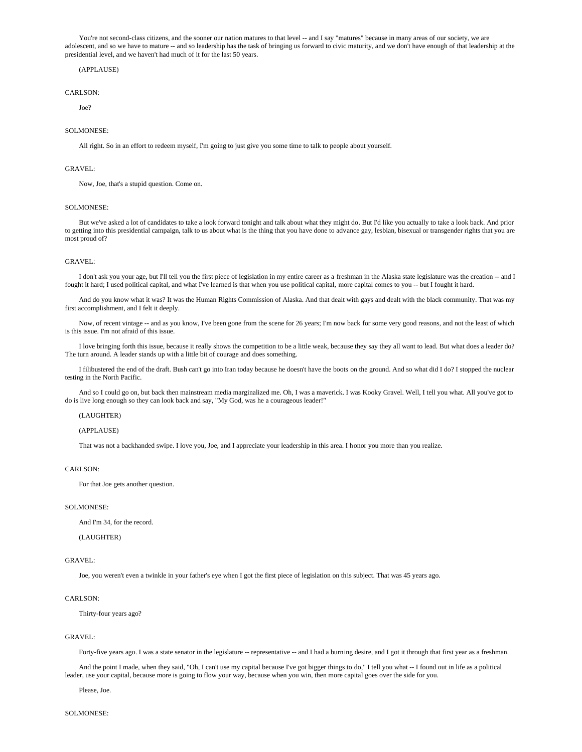You're not second-class citizens, and the sooner our nation matures to that level -- and I say "matures" because in many areas of our society, we are adolescent, and so we have to mature -- and so leadership has the task of bringing us forward to civic maturity, and we don't have enough of that leadership at the presidential level, and we haven't had much of it for the last 50 years.

(APPLAUSE)

CARLSON:

Joe?

SOLMONESE:

All right. So in an effort to redeem myself, I'm going to just give you some time to talk to people about yourself.

GRAVEL:

Now, Joe, that's a stupid question. Come on.

SOLMONESE:

But we've asked a lot of candidates to take a look forward tonight and talk about what they might do. But I'd like you actually to take a look back. And prior to getting into this presidential campaign, talk to us about what is the thing that you have done to advance gay, lesbian, bisexual or transgender rights that you are most proud of?

GRAVEL:

I don't ask you your age, but I'll tell you the first piece of legislation in my entire career as a freshman in the Alaska state legislature was the creation -- and I fought it hard; I used political capital, and what I've learned is that when you use political capital, more capital comes to you -- but I fought it hard.

And do you know what it was? It was the Human Rights Commission of Alaska. And that dealt with gays and dealt with the black community. That was my first accomplishment, and I felt it deeply.

Now, of recent vintage -- and as you know, I've been gone from the scene for 26 years; I'm now back for some very good reasons, and not the least of which is this issue. I'm not afraid of this issue.

I love bringing forth this issue, because it really shows the competition to be a little weak, because they say they all want to lead. But what does a leader do? The turn around. A leader stands up with a little bit of courage and does something.

I filibustered the end of the draft. Bush can't go into Iran today because he doesn't have the boots on the ground. And so what did I do? I stopped the nuclear testing in the North Pacific.

And so I could go on, but back then mainstream media marginalized me. Oh, I was a maverick. I was Kooky Gravel. Well, I tell you what. All you've got to do is live long enough so they can look back and say, "My God, was he a courageous leader!"

(LAUGHTER)

(APPLAUSE)

That was not a backhanded swipe. I love you, Joe, and I appreciate your leadership in this area. I honor you more than you realize.

CARLSON:

For that Joe gets another question.

SOLMONESE:

And I'm 34, for the record.

(LAUGHTER)

GRAVEL:

Joe, you weren't even a twinkle in your father's eye when I got the first piece of legislation on this subject. That was 45 years ago.

CARLSON:

Thirty-four years ago?

GRAVEL:

Forty-five years ago. I was a state senator in the legislature -- representative -- and I had a burning desire, and I got it through that first year as a freshman.

And the point I made, when they said, "Oh, I can't use my capital because I've got bigger things to do," I tell you what -- I found out in life as a political leader, use your capital, because more is going to flow your way, because when you win, then more capital goes over the side for you.

Please, Joe.

SOLMONESE: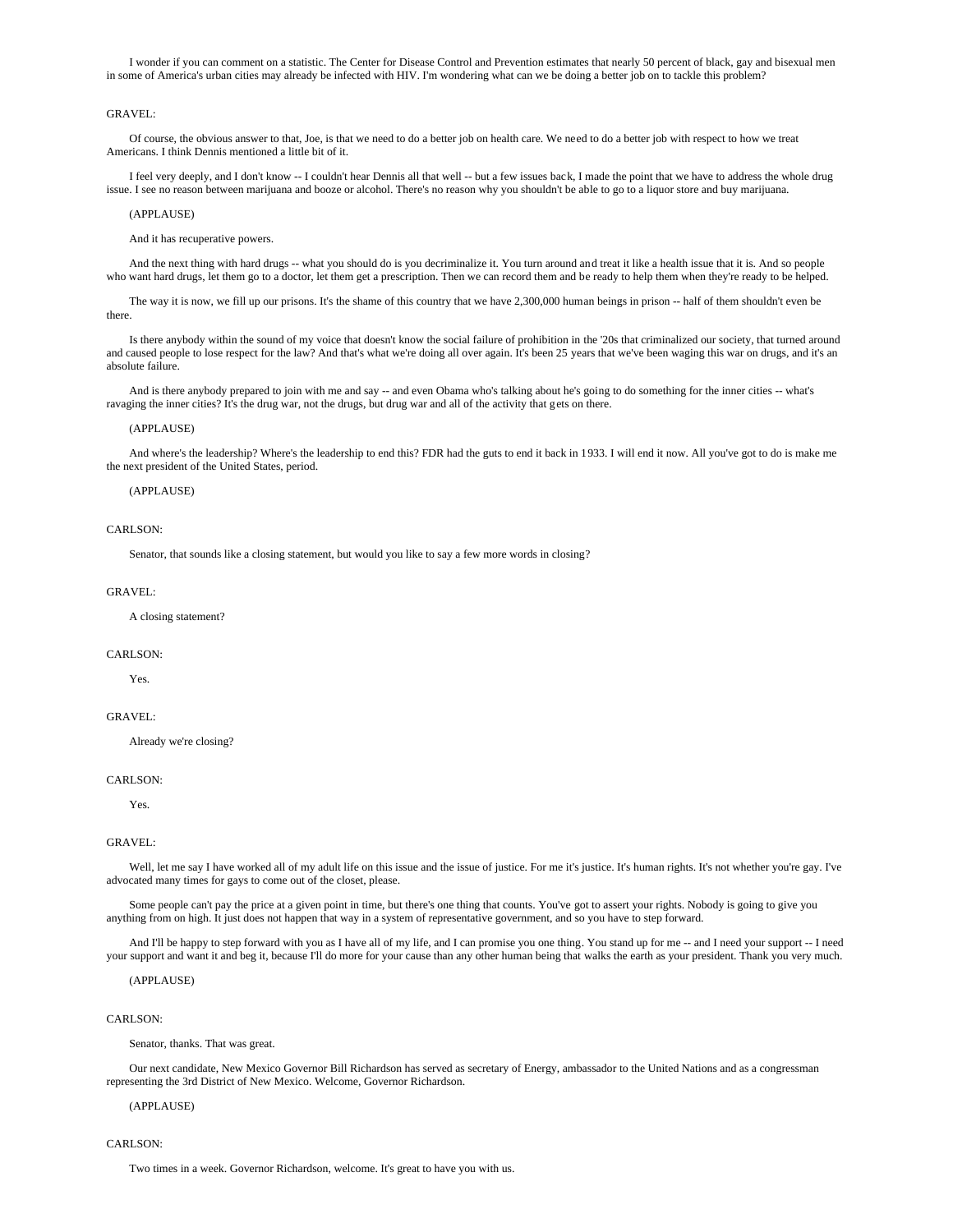I wonder if you can comment on a statistic. The Center for Disease Control and Prevention estimates that nearly 50 percent of black, gay and bisexual men in some of America's urban cities may already be infected with HIV. I'm wondering what can we be doing a better job on to tackle this problem?

GRAVEL:

Of course, the obvious answer to that, Joe, is that we need to do a better job on health care. We need to do a better job with respect to how we treat Americans. I think Dennis mentioned a little bit of it.

I feel very deeply, and I don't know -- I couldn't hear Dennis all that well -- but a few issues back, I made the point that we have to address the whole drug issue. I see no reason between marijuana and booze or alcohol. There's no reason why you shouldn't be able to go to a liquor store and buy marijuana.

(APPLAUSE)

And it has recuperative powers.

And the next thing with hard drugs -- what you should do is you decriminalize it. You turn around and treat it like a health issue that it is. And so people who want hard drugs, let them go to a doctor, let them get a prescription. Then we can record them and be ready to help them when they're ready to be helped.

The way it is now, we fill up our prisons. It's the shame of this country that we have 2,300,000 human beings in prison -- half of them shouldn't even be there.

Is there anybody within the sound of my voice that doesn't know the social failure of prohibition in the '20s that criminalized our society, that turned around and caused people to lose respect for the law? And that's what we're doing all over again. It's been 25 years that we've been waging this war on drugs, and it's an absolute failure.

And is there anybody prepared to join with me and say -- and even Obama who's talking about he's going to do something for the inner cities -- what's ravaging the inner cities? It's the drug war, not the drugs, but drug war and all of the activity that gets on there.

(APPLAUSE)

And where's the leadership? Where's the leadership to end this? FDR had the guts to end it back in 1933. I will end it now. All you've got to do is make me the next president of the United States, period.

(APPLAUSE)

CARLSON:

Senator, that sounds like a closing statement, but would you like to say a few more words in closing?

GRAVEL:

A closing statement?

CARLSON:

Yes.

GRAVEL:

Already we're closing?

CARLSON:

Yes.

GRAVEL:

Well, let me say I have worked all of my adult life on this issue and the issue of justice. For me it's justice. It's human rights. It's not whether you're gay. I've advocated many times for gays to come out of the closet, please.

Some people can't pay the price at a given point in time, but there's one thing that counts. You've got to assert your rights. Nobody is going to give you anything from on high. It just does not happen that way in a system of representative government, and so you have to step forward.

And I'll be happy to step forward with you as I have all of my life, and I can promise you one thing. You stand up for me -- and I need your support -- I need your support and want it and beg it, because I'll do more for your cause than any other human being that walks the earth as your president. Thank you very much.

(APPLAUSE)

CARLSON:

Senator, thanks. That was great.

Our next candidate, New Mexico Governor Bill Richardson has served as secretary of Energy, ambassador to the United Nations and as a congressman representing the 3rd District of New Mexico. Welcome, Governor Richardson.

(APPLAUSE)

CARLSON:

Two times in a week. Governor Richardson, welcome. It's great to have you with us.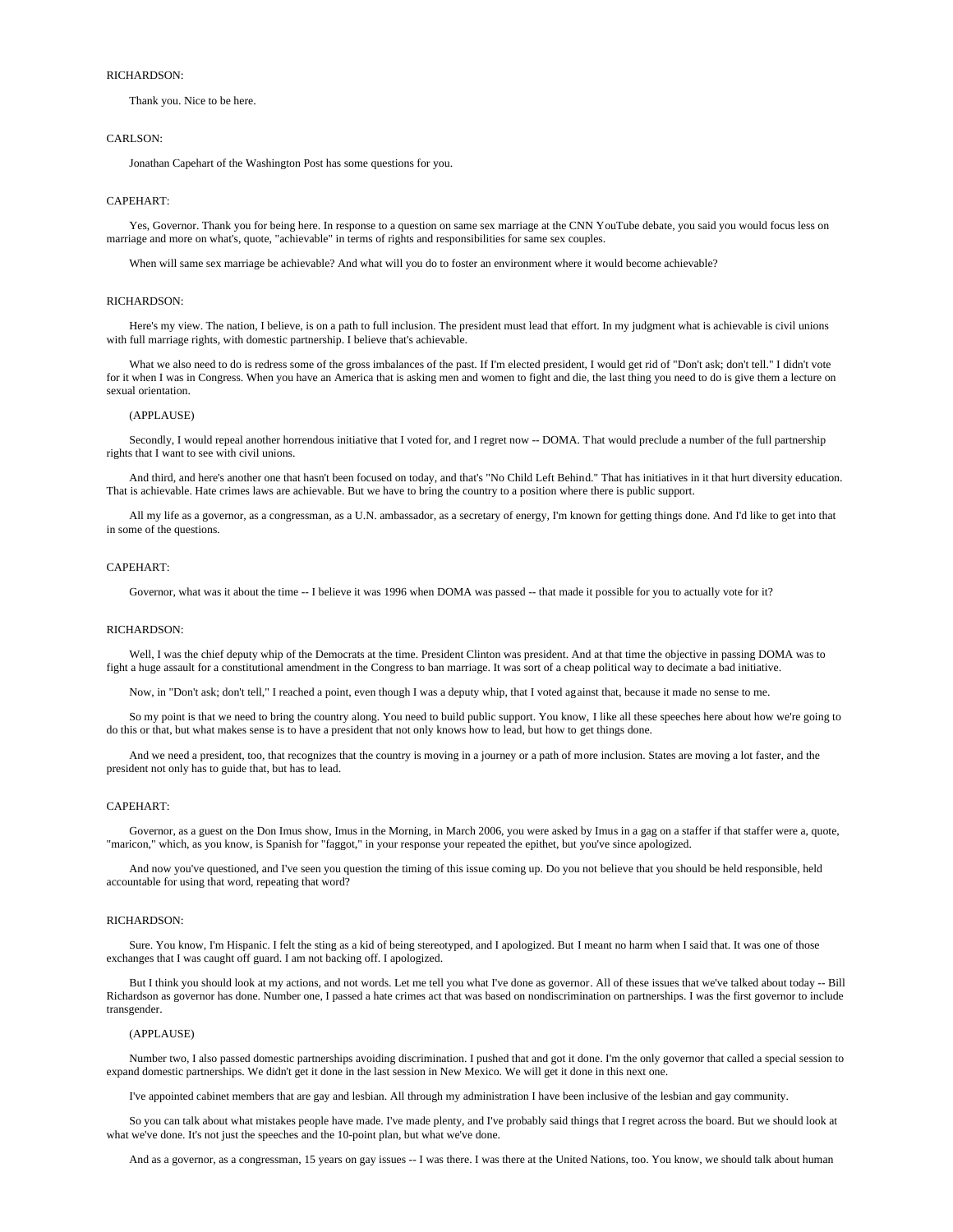RICHARDSON:

Thank you. Nice to be here.

CARLSON:

Jonathan Capehart of the Washington Post has some questions for you.

CAPEHART:

Yes, Governor. Thank you for being here. In response to a question on same sex marriage at the CNN YouTube debate, you said you would focus less on marriage and more on what's, quote, "achievable" in terms of rights and responsibilities for same sex couples.

When will same sex marriage be achievable? And what will you do to foster an environment where it would become achievable?

RICHARDSON:

Here's my view. The nation, I believe, is on a path to full inclusion. The president must lead that effort. In my judgment what is achievable is civil unions with full marriage rights, with domestic partnership. I believe that's achievable.

What we also need to do is redress some of the gross imbalances of the past. If I'm elected president, I would get rid of "Don't ask; don't tell." I didn't vote for it when I was in Congress. When you have an America that is asking men and women to fight and die, the last thing you need to do is give them a lecture on sexual orientation.

(APPLAUSE)

Secondly, I would repeal another horrendous initiative that I voted for, and I regret now -- DOMA. That would preclude a number of the full partnership rights that I want to see with civil unions.

And third, and here's another one that hasn't been focused on today, and that's "No Child Left Behind." That has initiatives in it that hurt diversity education. That is achievable. Hate crimes laws are achievable. But we have to bring the country to a position where there is public support.

All my life as a governor, as a congressman, as a U.N. ambassador, as a secretary of energy, I'm known for getting things done. And I'd like to get into that in some of the questions.

CAPEHART:

Governor, what was it about the time -- I believe it was 1996 when DOMA was passed -- that made it possible for you to actually vote for it?

RICHARDSON:

Well, I was the chief deputy whip of the Democrats at the time. President Clinton was president. And at that time the objective in passing DOMA was to fight a huge assault for a constitutional amendment in the Congress to ban marriage. It was sort of a cheap political way to decimate a bad initiative.

Now, in "Don't ask; don't tell," I reached a point, even though I was a deputy whip, that I voted against that, because it made no sense to me.

So my point is that we need to bring the country along. You need to build public support. You know, I like all these speeches here about how we're going to do this or that, but what makes sense is to have a president that not only knows how to lead, but how to get things done.

And we need a president, too, that recognizes that the country is moving in a journey or a path of more inclusion. States are moving a lot faster, and the president not only has to guide that, but has to lead.

CAPEHART:

Governor, as a guest on the Don Imus show, Imus in the Morning, in March 2006, you were asked by Imus in a gag on a staffer if that staffer were a, quote, "maricon," which, as you know, is Spanish for "faggot," in your response your repeated the epithet, but you've since apologized.

And now you've questioned, and I've seen you question the timing of this issue coming up. Do you not believe that you should be held responsible, held accountable for using that word, repeating that word?

RICHARDSON:

Sure. You know, I'm Hispanic. I felt the sting as a kid of being stereotyped, and I apologized. But I meant no harm when I said that. It was one of those exchanges that I was caught off guard. I am not backing off. I apologized.

But I think you should look at my actions, and not words. Let me tell you what I've done as governor. All of these issues that we've talked about today -- Bill Richardson as governor has done. Number one, I passed a hate crimes act that was based on nondiscrimination on partnerships. I was the first governor to include transgender.

(APPLAUSE)

Number two, I also passed domestic partnerships avoiding discrimination. I pushed that and got it done. I'm the only governor that called a special session to expand domestic partnerships. We didn't get it done in the last session in New Mexico. We will get it done in this next one.

I've appointed cabinet members that are gay and lesbian. All through my administration I have been inclusive of the lesbian and gay community.

So you can talk about what mistakes people have made. I've made plenty, and I've probably said things that I regret across the board. But we should look at what we've done. It's not just the speeches and the 10-point plan, but what we've done.

And as a governor, as a congressman, 15 years on gay issues -- I was there. I was there at the United Nations, too. You know, we should talk about human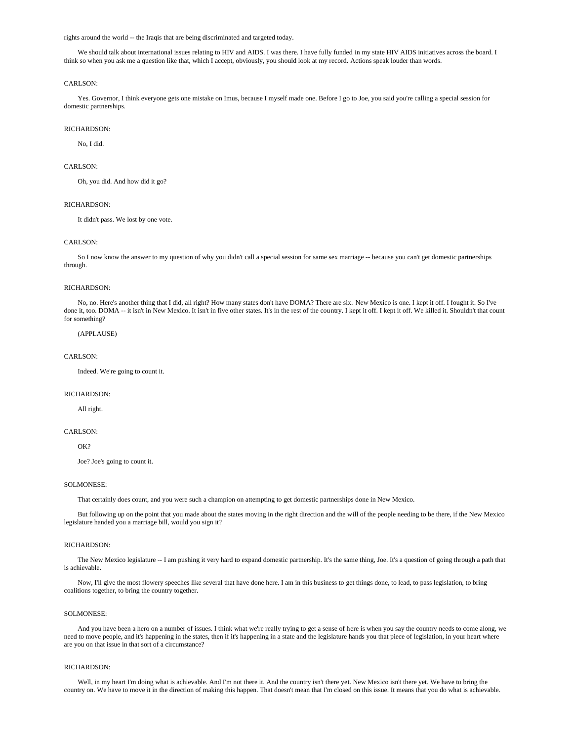rights around the world -- the Iraqis that are being discriminated and targeted today.

We should talk about international issues relating to HIV and AIDS. I was there. I have fully funded in my state HIV AIDS initiatives across the board. I think so when you ask me a question like that, which I accept, obviously, you should look at my record. Actions speak louder than words.

CARLSON:

Yes. Governor, I think everyone gets one mistake on Imus, because I myself made one. Before I go to Joe, you said you're calling a special session for domestic partnerships.

RICHARDSON:

No, I did.

CARLSON:

Oh, you did. And how did it go?

RICHARDSON:

It didn't pass. We lost by one vote.

CARLSON:

So I now know the answer to my question of why you didn't call a special session for same sex marriage -- because you can't get domestic partnerships through.

RICHARDSON:

No, no. Here's another thing that I did, all right? How many states don't have DOMA? There are six. New Mexico is one. I kept it off. I fought it. So I've done it, too. DOMA -- it isn't in New Mexico. It isn't in five other states. It's in the rest of the country. I kept it off. I kept it off. We killed it. Shouldn't that count for something?

(APPLAUSE)

CARLSON:

Indeed. We're going to count it.

RICHARDSON:

All right.

CARLSON:

OK?

Joe? Joe's going to count it.

SOLMONESE:

That certainly does count, and you were such a champion on attempting to get domestic partnerships done in New Mexico.

But following up on the point that you made about the states moving in the right direction and the will of the people needing to be there, if the New Mexico legislature handed you a marriage bill, would you sign it?

RICHARDSON:

The New Mexico legislature -- I am pushing it very hard to expand domestic partnership. It's the same thing, Joe. It's a question of going through a path that is achievable.

Now, I'll give the most flowery speeches like several that have done here. I am in this business to get things done, to lead, to pass legislation, to bring coalitions together, to bring the country together.

SOLMONESE:

And you have been a hero on a number of issues. I think what we're really trying to get a sense of here is when you say the country needs to come along, we need to move people, and it's happening in the states, then if it's happening in a state and the legislature hands you that piece of legislation, in your heart where are you on that issue in that sort of a circumstance?

RICHARDSON:

Well, in my heart I'm doing what is achievable. And I'm not there it. And the country isn't there yet. New Mexico isn't there yet. We have to bring the country on. We have to move it in the direction of making this happen. That doesn't mean that I'm closed on this issue. It means that you do what is achievable.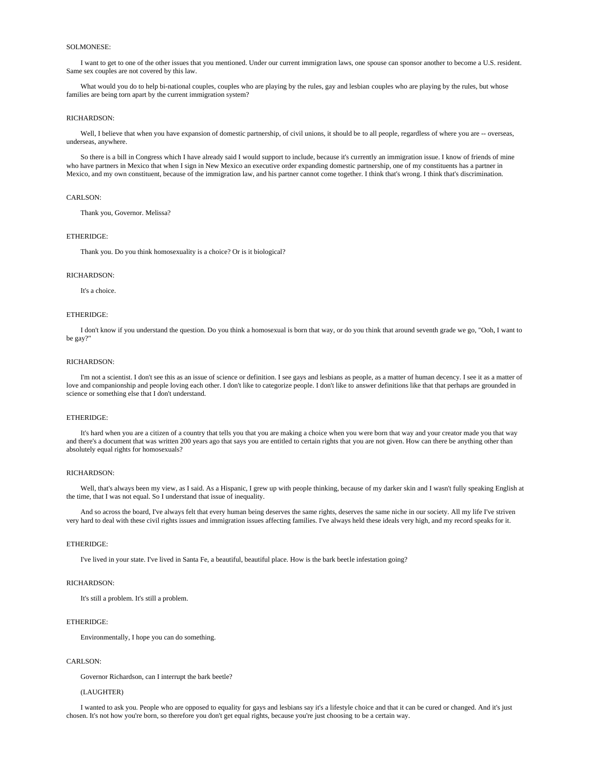SOLMONESE:

I want to get to one of the other issues that you mentioned. Under our current immigration laws, one spouse can sponsor another to become a U.S. resident. Same sex couples are not covered by this law.

What would you do to help bi-national couples, couples who are playing by the rules, gay and lesbian couples who are playing by the rules, but whose families are being torn apart by the current immigration system?

RICHARDSON:

Well, I believe that when you have expansion of domestic partnership, of civil unions, it should be to all people, regardless of where you are -- overseas, underseas, anywhere.

So there is a bill in Congress which I have already said I would support to include, because it's currently an immigration issue. I know of friends of mine who have partners in Mexico that when I sign in New Mexico an executive order expanding domestic partnership, one of my constituents has a partner in Mexico, and my own constituent, because of the immigration law, and his partner cannot come together. I think that's wrong. I think that's discrimination.

CARLSON:

Thank you, Governor. Melissa?

ETHERIDGE:

Thank you. Do you think homosexuality is a choice? Or is it biological?

RICHARDSON:

It's a choice.

ETHERIDGE:

I don't know if you understand the question. Do you think a homosexual is born that way, or do you think that around seventh grade we go, "Ooh, I want to be gay?"

RICHARDSON:

I'm not a scientist. I don't see this as an issue of science or definition. I see gays and lesbians as people, as a matter of human decency. I see it as a matter of love and companionship and people loving each other. I don't like to categorize people. I don't like to answer definitions like that that perhaps are grounded in science or something else that I don't understand.

ETHERIDGE:

It's hard when you are a citizen of a country that tells you that you are making a choice when you were born that way and your creator made you that way and there's a document that was written 200 years ago that says you are entitled to certain rights that you are not given. How can there be anything other than absolutely equal rights for homosexuals?

RICHARDSON:

Well, that's always been my view, as I said. As a Hispanic, I grew up with people thinking, because of my darker skin and I wasn't fully speaking English at the time, that I was not equal. So I understand that issue of inequality.

And so across the board, I've always felt that every human being deserves the same rights, deserves the same niche in our society. All my life I've striven very hard to deal with these civil rights issues and immigration issues affecting families. I've always held these ideals very high, and my record speaks for it.

ETHERIDGE:

I've lived in your state. I've lived in Santa Fe, a beautiful, beautiful place. How is the bark beetle infestation going?

RICHARDSON:

It's still a problem. It's still a problem.

ETHERIDGE:

Environmentally, I hope you can do something.

CARLSON:

Governor Richardson, can I interrupt the bark beetle?

(LAUGHTER)

I wanted to ask you. People who are opposed to equality for gays and lesbians say it's a lifestyle choice and that it can be cured or changed. And it's just chosen. It's not how you're born, so therefore you don't get equal rights, because you're just choosing to be a certain way.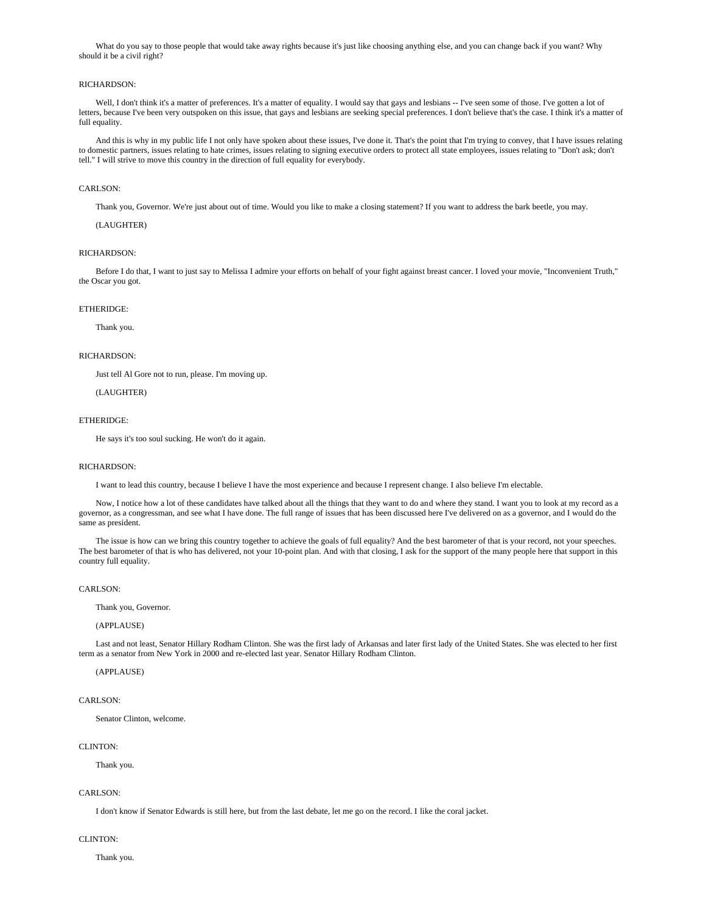What do you say to those people that would take away rights because it's just like choosing anything else, and you can change back if you want? Why should it be a civil right?

RICHARDSON:

Well, I don't think it's a matter of preferences. It's a matter of equality. I would say that gays and lesbians -- I've seen some of those. I've gotten a lot of letters, because I've been very outspoken on this issue, that gays and lesbians are seeking special preferences. I don't believe that's the case. I think it's a matter of full equality.

And this is why in my public life I not only have spoken about these issues, I've done it. That's the point that I'm trying to convey, that I have issues relating to domestic partners, issues relating to hate crimes, issues relating to signing executive orders to protect all state employees, issues relating to "Don't ask; don't tell." I will strive to move this country in the direction of full equality for everybody.

CARLSON:

Thank you, Governor. We're just about out of time. Would you like to make a closing statement? If you want to address the bark beetle, you may.

(LAUGHTER)

RICHARDSON:

Before I do that, I want to just say to Melissa I admire your efforts on behalf of your fight against breast cancer. I loved your movie, "Inconvenient Truth," the Oscar you got.

ETHERIDGE:

Thank you.

RICHARDSON:

Just tell Al Gore not to run, please. I'm moving up.

(LAUGHTER)

ETHERIDGE:

He says it's too soul sucking. He won't do it again.

RICHARDSON:

I want to lead this country, because I believe I have the most experience and because I represent change. I also believe I'm electable.

Now, I notice how a lot of these candidates have talked about all the things that they want to do and where they stand. I want you to look at my record as a governor, as a congressman, and see what I have done. The full range of issues that has been discussed here I've delivered on as a governor, and I would do the same as president.

The issue is how can we bring this country together to achieve the goals of full equality? And the best barometer of that is your record, not your speeches. The best barometer of that is who has delivered, not your 10-point plan. And with that closing, I ask for the support of the many people here that support in this country full equality.

CARLSON:

Thank you, Governor.

(APPLAUSE)

Last and not least, Senator Hillary Rodham Clinton. She was the first lady of Arkansas and later first lady of the United States. She was elected to her first term as a senator from New York in 2000 and re-elected last year. Senator Hillary Rodham Clinton.

(APPLAUSE)

CARLSON:

Senator Clinton, welcome.

CLINTON:

Thank you.

CARLSON:

I don't know if Senator Edwards is still here, but from the last debate, let me go on the record. I like the coral jacket.

CLINTON:

Thank you.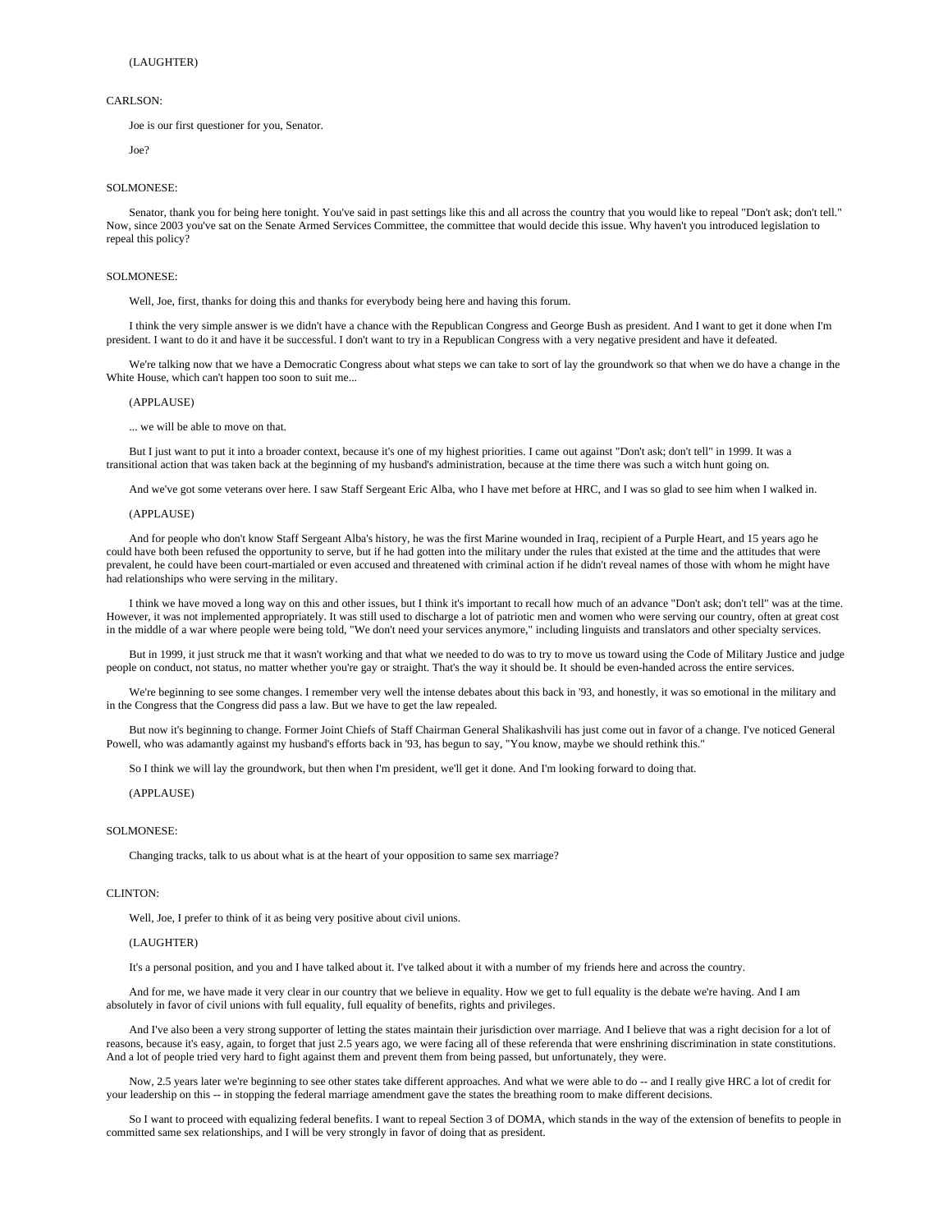(LAUGHTER)

CARLSON:

Joe is our first questioner for you, Senator.

Joe?

SOLMONESE:

Senator, thank you for being here tonight. You've said in past settings like this and all across the country that you would like to repeal "Don't ask; don't tell." Now, since 2003 you've sat on the Senate Armed Services Committee, the committee that would decide this issue. Why haven't you introduced legislation to repeal this policy?

SOLMONESE:

Well, Joe, first, thanks for doing this and thanks for everybody being here and having this forum.

I think the very simple answer is we didn't have a chance with the Republican Congress and George Bush as president. And I want to get it done when I'm president. I want to do it and have it be successful. I don't want to try in a Republican Congress with a very negative president and have it defeated.

We're talking now that we have a Democratic Congress about what steps we can take to sort of lay the groundwork so that when we do have a change in the White House, which can't happen too soon to suit me...

(APPLAUSE)

... we will be able to move on that.

But I just want to put it into a broader context, because it's one of my highest priorities. I came out against "Don't ask; don't tell" in 1999. It was a transitional action that was taken back at the beginning of my husband's administration, because at the time there was such a witch hunt going on.

And we've got some veterans over here. I saw Staff Sergeant Eric Alba, who I have met before at HRC, and I was so glad to see him when I walked in.

(APPLAUSE)

And for people who don't know Staff Sergeant Alba's history, he was the first Marine wounded in Iraq, recipient of a Purple Heart, and 15 years ago he could have both been refused the opportunity to serve, but if he had gotten into the military under the rules that existed at the time and the attitudes that were prevalent, he could have been court-martialed or even accused and threatened with criminal action if he didn't reveal names of those with whom he might have had relationships who were serving in the military.

I think we have moved a long way on this and other issues, but I think it's important to recall how much of an advance "Don't ask; don't tell" was at the time. However, it was not implemented appropriately. It was still used to discharge a lot of patriotic men and women who were serving our country, often at great cost in the middle of a war where people were being told, "We don't need your services anymore," including linguists and translators and other specialty services.

But in 1999, it just struck me that it wasn't working and that what we needed to do was to try to move us toward using the Code of Military Justice and judge people on conduct, not status, no matter whether you're gay or straight. That's the way it should be. It should be even-handed across the entire services.

We're beginning to see some changes. I remember very well the intense debates about this back in '93, and honestly, it was so emotional in the military and in the Congress that the Congress did pass a law. But we have to get the law repealed.

But now it's beginning to change. Former Joint Chiefs of Staff Chairman General Shalikashvili has just come out in favor of a change. I've noticed General Powell, who was adamantly against my husband's efforts back in '93, has begun to say, "You know, maybe we should rethink this."

So I think we will lay the groundwork, but then when I'm president, we'll get it done. And I'm looking forward to doing that.

(APPLAUSE)

SOLMONESE:

Changing tracks, talk to us about what is at the heart of your opposition to same sex marriage?

CLINTON:

Well, Joe, I prefer to think of it as being very positive about civil unions.

(LAUGHTER)

It's a personal position, and you and I have talked about it. I've talked about it with a number of my friends here and across the country.

And for me, we have made it very clear in our country that we believe in equality. How we get to full equality is the debate we're having. And I am absolutely in favor of civil unions with full equality, full equality of benefits, rights and privileges.

And I've also been a very strong supporter of letting the states maintain their jurisdiction over marriage. And I believe that was a right decision for a lot of reasons, because it's easy, again, to forget that just 2.5 years ago, we were facing all of these referenda that were enshrining discrimination in state constitutions. And a lot of people tried very hard to fight against them and prevent them from being passed, but unfortunately, they were.

Now, 2.5 years later we're beginning to see other states take different approaches. And what we were able to do -- and I really give HRC a lot of credit for your leadership on this -- in stopping the federal marriage amendment gave the states the breathing room to make different decisions.

So I want to proceed with equalizing federal benefits. I want to repeal Section 3 of DOMA, which stands in the way of the extension of benefits to people in committed same sex relationships, and I will be very strongly in favor of doing that as president.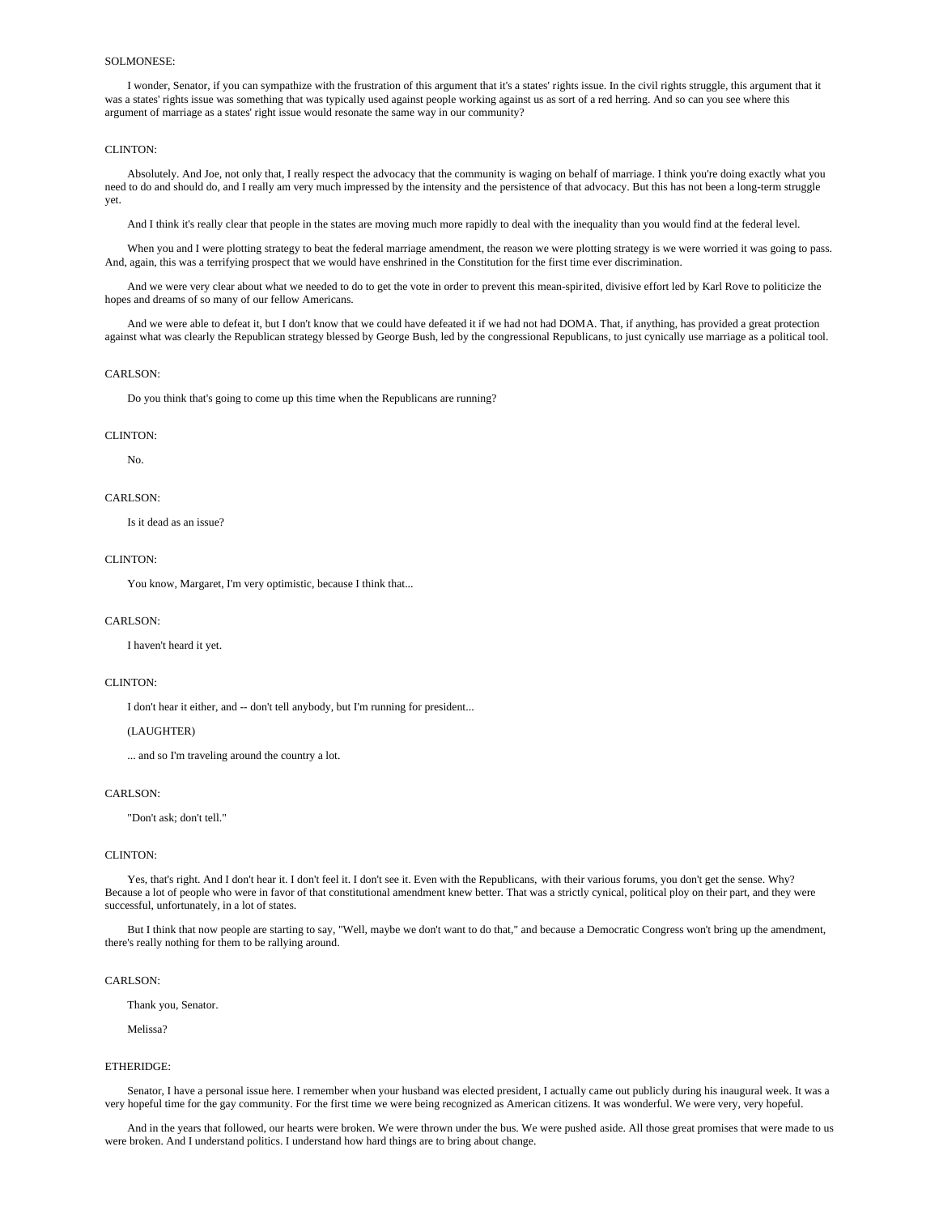SOLMONESE:

I wonder, Senator, if you can sympathize with the frustration of this argument that it's a states' rights issue. In the civil rights struggle, this argument that it was a states' rights issue was something that was typically used against people working against us as sort of a red herring. And so can you see where this argument of marriage as a states' right issue would resonate the same way in our community?

CLINTON:

Absolutely. And Joe, not only that, I really respect the advocacy that the community is waging on behalf of marriage. I think you're doing exactly what you need to do and should do, and I really am very much impressed by the intensity and the persistence of that advocacy. But this has not been a long-term struggle yet.

And I think it's really clear that people in the states are moving much more rapidly to deal with the inequality than you would find at the federal level.

When you and I were plotting strategy to beat the federal marriage amendment, the reason we were plotting strategy is we were worried it was going to pass. And, again, this was a terrifying prospect that we would have enshrined in the Constitution for the first time ever discrimination.

And we were very clear about what we needed to do to get the vote in order to prevent this mean-spirited, divisive effort led by Karl Rove to politicize the hopes and dreams of so many of our fellow Americans.

And we were able to defeat it, but I don't know that we could have defeated it if we had not had DOMA. That, if anything, has provided a great protection against what was clearly the Republican strategy blessed by George Bush, led by the congressional Republicans, to just cynically use marriage as a political tool.

CARLSON:

Do you think that's going to come up this time when the Republicans are running?

CLINTON:

No.

CARLSON:

Is it dead as an issue?

CLINTON:

You know, Margaret, I'm very optimistic, because I think that...

CARLSON:

I haven't heard it yet.

CLINTON:

I don't hear it either, and -- don't tell anybody, but I'm running for president...

(LAUGHTER)

... and so I'm traveling around the country a lot.

CARLSON:

"Don't ask; don't tell."

CLINTON:

Yes, that's right. And I don't hear it. I don't feel it. I don't see it. Even with the Republicans, with their various forums, you don't get the sense. Why? Because a lot of people who were in favor of that constitutional amendment knew better. That was a strictly cynical, political ploy on their part, and they were successful, unfortunately, in a lot of states.

But I think that now people are starting to say, "Well, maybe we don't want to do that," and because a Democratic Congress won't bring up the amendment, there's really nothing for them to be rallying around.

CARLSON:

Thank you, Senator.

Melissa?

ETHERIDGE:

Senator, I have a personal issue here. I remember when your husband was elected president, I actually came out publicly during his inaugural week. It was a very hopeful time for the gay community. For the first time we were being recognized as American citizens. It was wonderful. We were very, very hopeful.

And in the years that followed, our hearts were broken. We were thrown under the bus. We were pushed aside. All those great promises that were made to us were broken. And I understand politics. I understand how hard things are to bring about change.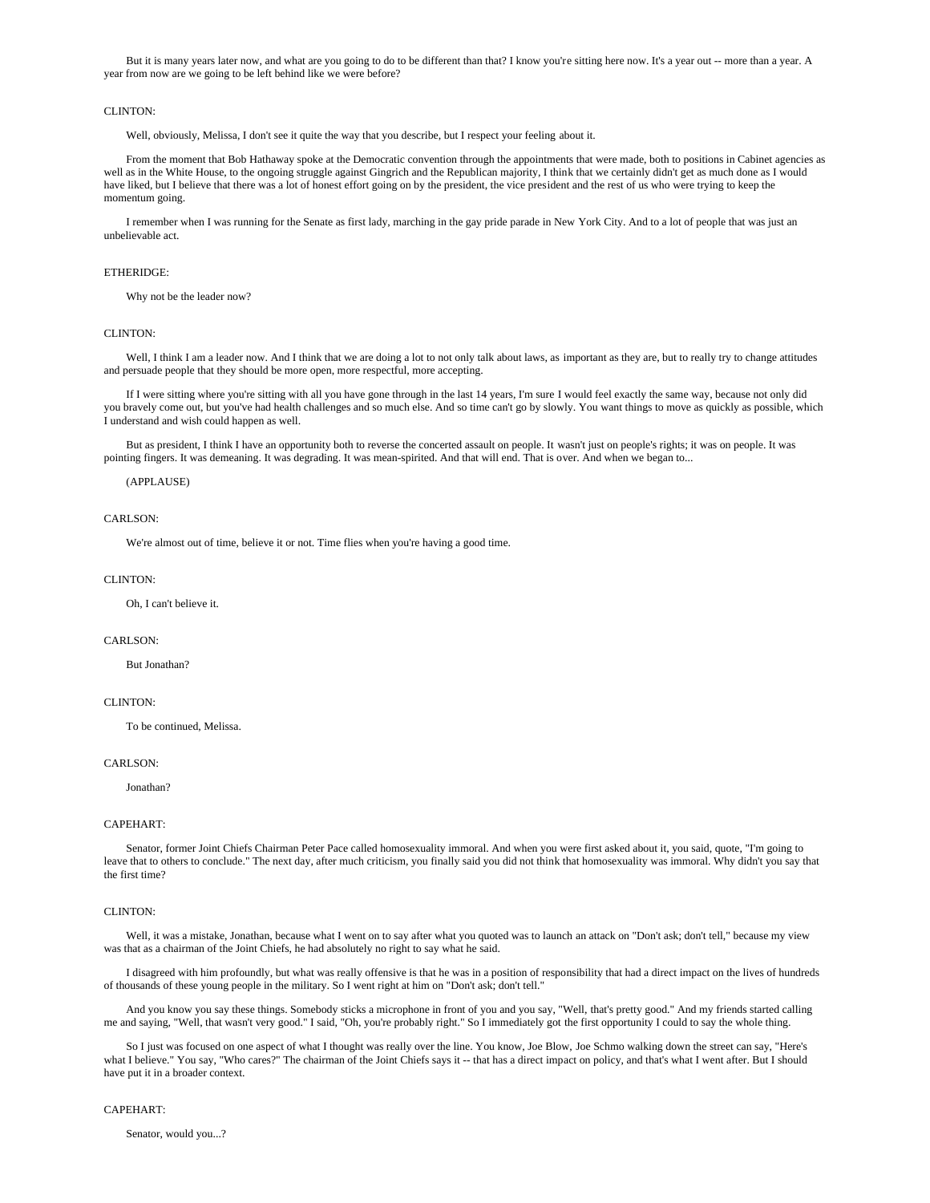But it is many years later now, and what are you going to do to be different than that? I know you're sitting here now. It's a year out -- more than a year. A year from now are we going to be left behind like we were before?

CLINTON:

Well, obviously, Melissa, I don't see it quite the way that you describe, but I respect your feeling about it.

From the moment that Bob Hathaway spoke at the Democratic convention through the appointments that were made, both to positions in Cabinet agencies as well as in the White House, to the ongoing struggle against Gingrich and the Republican majority, I think that we certainly didn't get as much done as I would have liked, but I believe that there was a lot of honest effort going on by the president, the vice president and the rest of us who were trying to keep the momentum going.

I remember when I was running for the Senate as first lady, marching in the gay pride parade in New York City. And to a lot of people that was just an unbelievable act.

ETHERIDGE:

Why not be the leader now?

CLINTON:

Well, I think I am a leader now. And I think that we are doing a lot to not only talk about laws, as important as they are, but to really try to change attitudes and persuade people that they should be more open, more respectful, more accepting.

If I were sitting where you're sitting with all you have gone through in the last 14 years, I'm sure I would feel exactly the same way, because not only did you bravely come out, but you've had health challenges and so much else. And so time can't go by slowly. You want things to move as quickly as possible, which I understand and wish could happen as well.

But as president, I think I have an opportunity both to reverse the concerted assault on people. It wasn't just on people's rights; it was on people. It was pointing fingers. It was demeaning. It was degrading. It was mean-spirited. And that will end. That is over. And when we began to...

(APPLAUSE)

CARLSON:

We're almost out of time, believe it or not. Time flies when you're having a good time.

CLINTON:

Oh, I can't believe it.

CARLSON:

But Jonathan?

CLINTON:

To be continued, Melissa.

CARLSON:

Jonathan?

CAPEHART:

Senator, former Joint Chiefs Chairman Peter Pace called homosexuality immoral. And when you were first asked about it, you said, quote, "I'm going to leave that to others to conclude." The next day, after much criticism, you finally said you did not think that homosexuality was immoral. Why didn't you say that the first time?

CLINTON:

Well, it was a mistake, Jonathan, because what I went on to say after what you quoted was to launch an attack on "Don't ask; don't tell," because my view was that as a chairman of the Joint Chiefs, he had absolutely no right to say what he said.

I disagreed with him profoundly, but what was really offensive is that he was in a position of responsibility that had a direct impact on the lives of hundreds of thousands of these young people in the military. So I went right at him on "Don't ask; don't tell."

And you know you say these things. Somebody sticks a microphone in front of you and you say, "Well, that's pretty good." And my friends started calling me and saying, "Well, that wasn't very good." I said, "Oh, you're probably right." So I immediately got the first opportunity I could to say the whole thing.

So I just was focused on one aspect of what I thought was really over the line. You know, Joe Blow, Joe Schmo walking down the street can say, "Here's what I believe." You say, "Who cares?" The chairman of the Joint Chiefs says it -- that has a direct impact on policy, and that's what I went after. But I should have put it in a broader context.

CAPEHART:

Senator, would you...?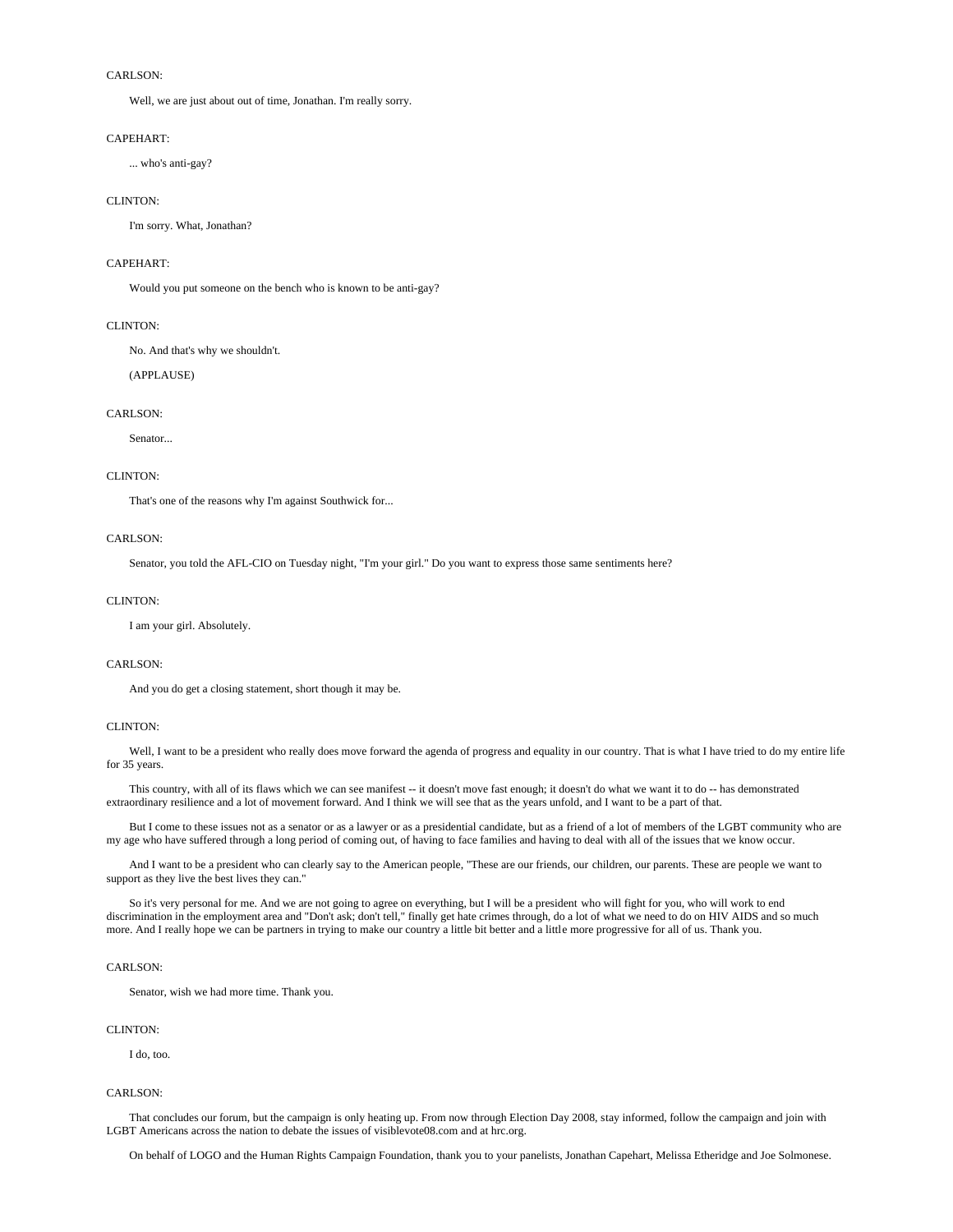CARLSON:

Well, we are just about out of time, Jonathan. I'm really sorry.

CAPEHART:

... who's anti-gay?

CLINTON:

I'm sorry. What, Jonathan?

CAPEHART:

Would you put someone on the bench who is known to be anti-gay?

CLINTON:

No. And that's why we shouldn't.

(APPLAUSE)

CARLSON:

Senator...

CLINTON:

That's one of the reasons why I'm against Southwick for...

CARLSON:

Senator, you told the AFL-CIO on Tuesday night, "I'm your girl." Do you want to express those same sentiments here?

CLINTON:

I am your girl. Absolutely.

CARLSON:

And you do get a closing statement, short though it may be.

CLINTON:

Well, I want to be a president who really does move forward the agenda of progress and equality in our country. That is what I have tried to do my entire life for 35 years.

This country, with all of its flaws which we can see manifest -- it doesn't move fast enough; it doesn't do what we want it to do -- has demonstrated extraordinary resilience and a lot of movement forward. And I think we will see that as the years unfold, and I want to be a part of that.

But I come to these issues not as a senator or as a lawyer or as a presidential candidate, but as a friend of a lot of members of the LGBT community who are my age who have suffered through a long period of coming out, of having to face families and having to deal with all of the issues that we know occur.

And I want to be a president who can clearly say to the American people, "These are our friends, our children, our parents. These are people we want to support as they live the best lives they can."

So it's very personal for me. And we are not going to agree on everything, but I will be a president who will fight for you, who will work to end discrimination in the employment area and "Don't ask; don't tell," finally get hate crimes through, do a lot of what we need to do on HIV AIDS and so much more. And I really hope we can be partners in trying to make our country a little bit better and a little more progressive for all of us. Thank you.

CARLSON:

Senator, wish we had more time. Thank you.

CLINTON:

I do, too.

CARLSON:

That concludes our forum, but the campaign is only heating up. From now through Election Day 2008, stay informed, follow the campaign and join with LGBT Americans across the nation to debate the issues of visiblevote08.com and at hrc.org.

On behalf of LOGO and the Human Rights Campaign Foundation, thank you to your panelists, Jonathan Capehart, Melissa Etheridge and Joe Solmonese.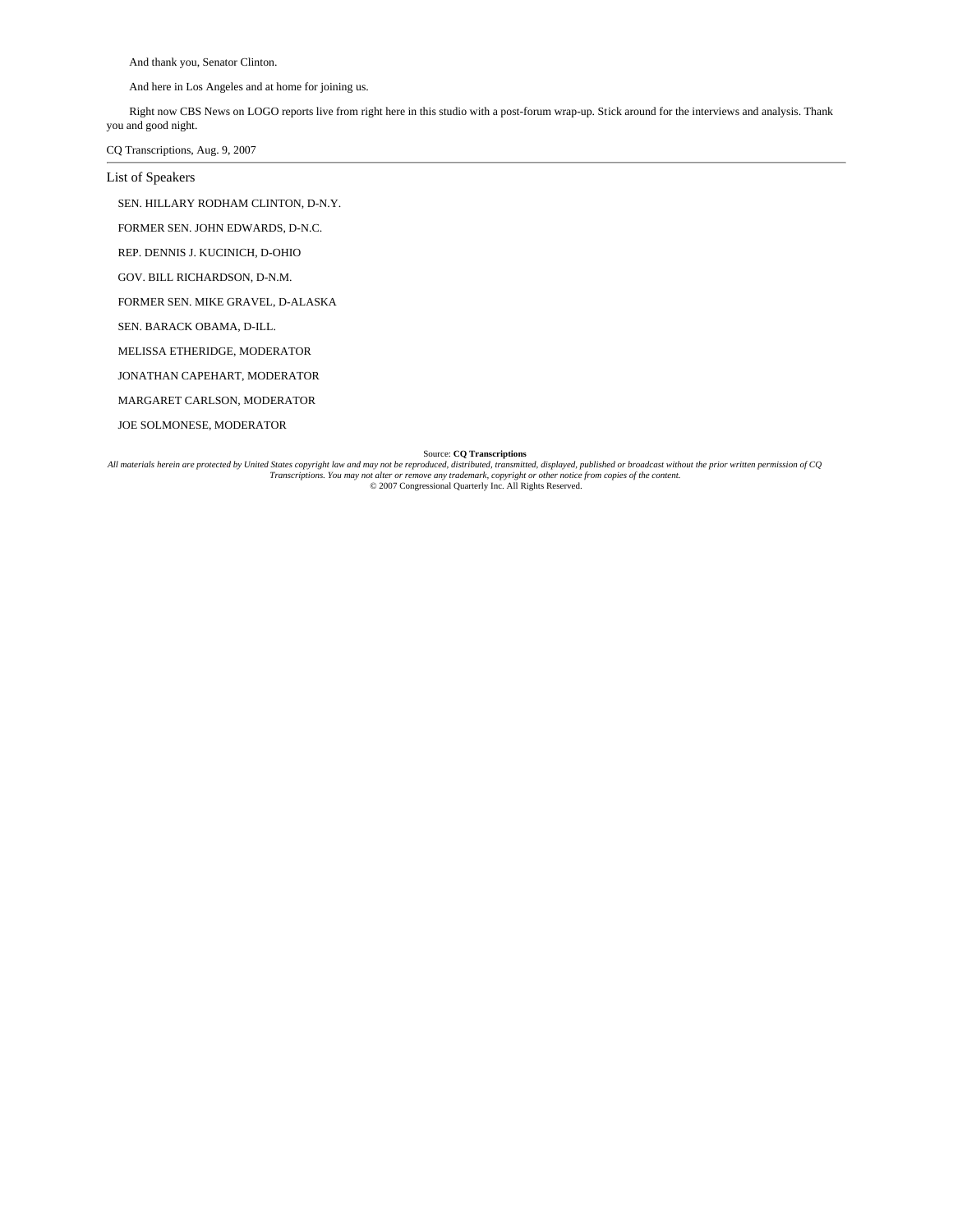And thank you, Senator Clinton.

And here in Los Angeles and at home for joining us.

Right now CBS News on LOGO reports live from right here in this studio with a post-forum wrap-up. Stick around for the interviews and analysis. Thank you and good night.

CQ Transcriptions, Aug. 9, 2007

---

## List of Speakers

SEN. HILLARY RODHAM CLINTON, D-N.Y.

FORMER SEN. JOHN EDWARDS, D-N.C.

REP. DENNIS J. KUCINICH, D-OHIO

GOV. BILL RICHARDSON, D-N.M.

FORMER SEN. MIKE GRAVEL, D-ALASKA

SEN. BARACK OBAMA, D-ILL.

MELISSA ETHERIDGE, MODERATOR

JONATHAN CAPEHART, MODERATOR

MARGARET CARLSON, MODERATOR

JOE SOLMONESE, MODERATOR

Source: **CQ Transcriptions**

*All materials herein are protected by United States copyright law and may not be reproduced, distributed, transmitted, displayed, published or broadcast without the prior written permission of CQ Transcriptions. You may not alter or remove any trademark, copyright or other notice from copies of the content.*

© 2007 Congressional Quarterly Inc. All Rights Reserved.